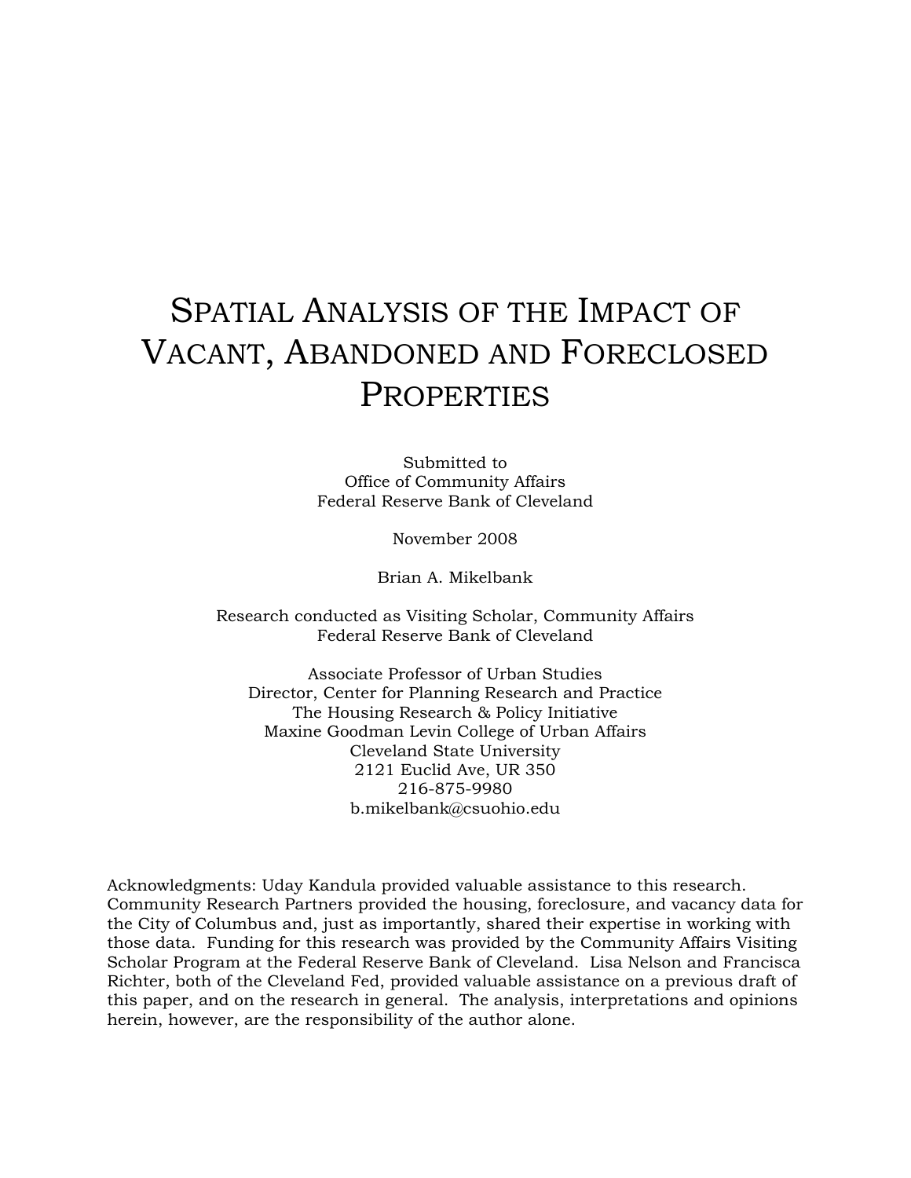# Spatial Analysis of the Impact of Vacant, Abandoned and Foreclosed Properties

Submitted to
Office of Community Affairs
Federal Reserve Bank of Cleveland

November 2008

Brian A. Mikelbank

Research conducted as Visiting Scholar, Community Affairs
Federal Reserve Bank of Cleveland

Associate Professor of Urban Studies
Director, Center for Planning Research and Practice
The Housing Research & Policy Initiative
Maxine Goodman Levin College of Urban Affairs
Cleveland State University
2121 Euclid Ave, UR 350
216-875-9980
b.mikelbank@csuohio.edu

Acknowledgments: Uday Kandula provided valuable assistance to this research. Community Research Partners provided the housing, foreclosure, and vacancy data for the City of Columbus and, just as importantly, shared their expertise in working with those data. Funding for this research was provided by the Community Affairs Visiting Scholar Program at the Federal Reserve Bank of Cleveland. Lisa Nelson and Francisca Richter, both of the Cleveland Fed, provided valuable assistance on a previous draft of this paper, and on the research in general. The analysis, interpretations and opinions herein, however, are the responsibility of the author alone.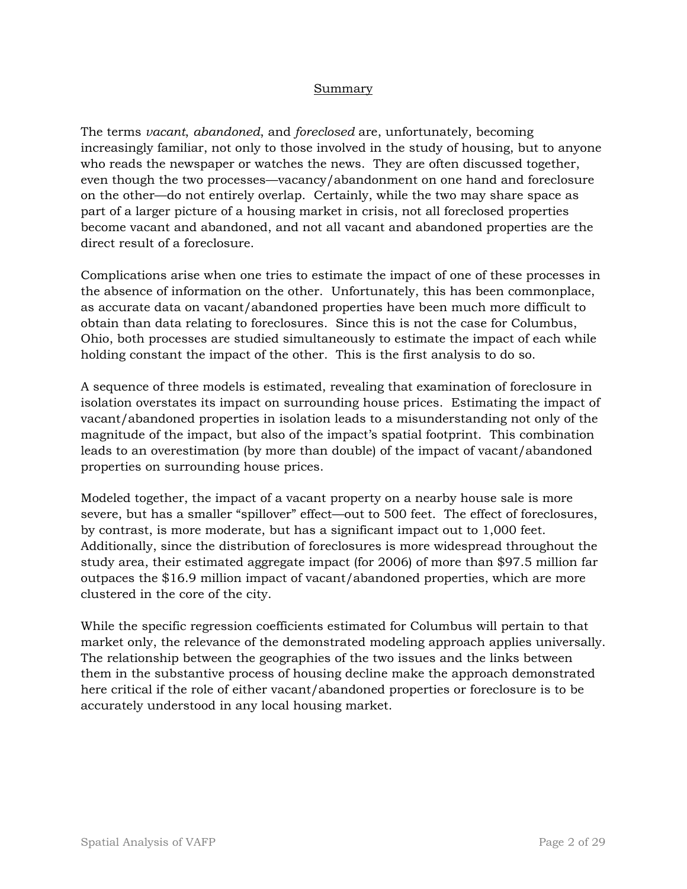## Summary

The terms *vacant*, *abandoned*, and *foreclosed* are, unfortunately, becoming increasingly familiar, not only to those involved in the study of housing, but to anyone who reads the newspaper or watches the news. They are often discussed together, even though the two processes—vacancy/abandonment on one hand and foreclosure on the other—do not entirely overlap. Certainly, while the two may share space as part of a larger picture of a housing market in crisis, not all foreclosed properties become vacant and abandoned, and not all vacant and abandoned properties are the direct result of a foreclosure.

Complications arise when one tries to estimate the impact of one of these processes in the absence of information on the other. Unfortunately, this has been commonplace, as accurate data on vacant/abandoned properties have been much more difficult to obtain than data relating to foreclosures. Since this is not the case for Columbus, Ohio, both processes are studied simultaneously to estimate the impact of each while holding constant the impact of the other. This is the first analysis to do so.

A sequence of three models is estimated, revealing that examination of foreclosure in isolation overstates its impact on surrounding house prices. Estimating the impact of vacant/abandoned properties in isolation leads to a misunderstanding not only of the magnitude of the impact, but also of the impact's spatial footprint. This combination leads to an overestimation (by more than double) of the impact of vacant/abandoned properties on surrounding house prices.

Modeled together, the impact of a vacant property on a nearby house sale is more severe, but has a smaller "spillover" effect—out to 500 feet. The effect of foreclosures, by contrast, is more moderate, but has a significant impact out to 1,000 feet. Additionally, since the distribution of foreclosures is more widespread throughout the study area, their estimated aggregate impact (for 2006) of more than $97.5 million far outpaces the $16.9 million impact of vacant/abandoned properties, which are more clustered in the core of the city.

While the specific regression coefficients estimated for Columbus will pertain to that market only, the relevance of the demonstrated modeling approach applies universally. The relationship between the geographies of the two issues and the links between them in the substantive process of housing decline make the approach demonstrated here critical if the role of either vacant/abandoned properties or foreclosure is to be accurately understood in any local housing market.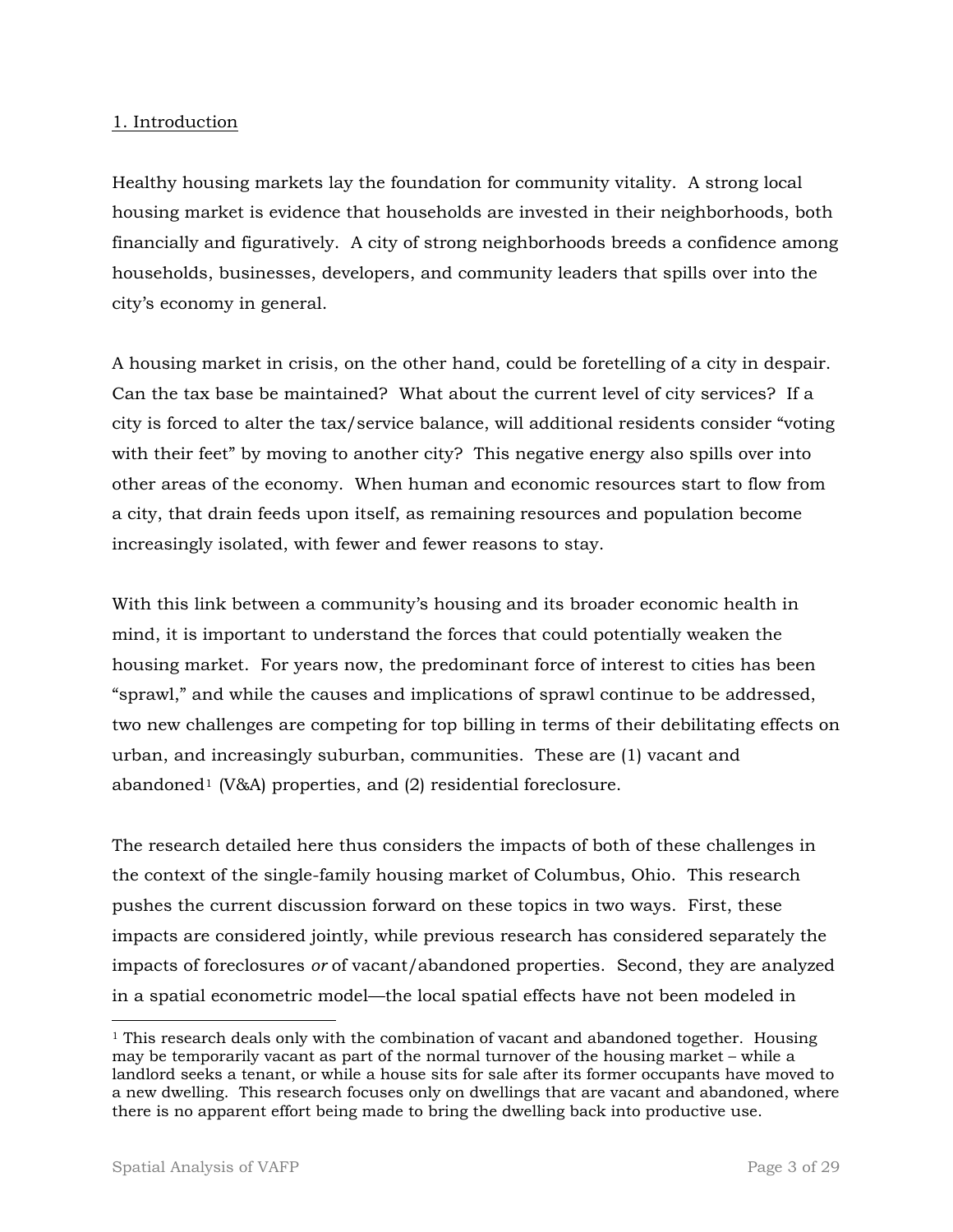## 1. Introduction

Healthy housing markets lay the foundation for community vitality. A strong local housing market is evidence that households are invested in their neighborhoods, both financially and figuratively. A city of strong neighborhoods breeds a confidence among households, businesses, developers, and community leaders that spills over into the city's economy in general.

A housing market in crisis, on the other hand, could be foretelling of a city in despair. Can the tax base be maintained? What about the current level of city services? If a city is forced to alter the tax/service balance, will additional residents consider "voting with their feet" by moving to another city? This negative energy also spills over into other areas of the economy. When human and economic resources start to flow from a city, that drain feeds upon itself, as remaining resources and population become increasingly isolated, with fewer and fewer reasons to stay.

With this link between a community's housing and its broader economic health in mind, it is important to understand the forces that could potentially weaken the housing market. For years now, the predominant force of interest to cities has been "sprawl," and while the causes and implications of sprawl continue to be addressed, two new challenges are competing for top billing in terms of their debilitating effects on urban, and increasingly suburban, communities. These are (1) vacant and abandoned[1] (V&A) properties, and (2) residential foreclosure.

The research detailed here thus considers the impacts of both of these challenges in the context of the single-family housing market of Columbus, Ohio. This research pushes the current discussion forward on these topics in two ways. First, these impacts are considered jointly, while previous research has considered separately the impacts of foreclosures *or* of vacant/abandoned properties. Second, they are analyzed in a spatial econometric model—the local spatial effects have not been modeled in

---

[1] This research deals only with the combination of vacant and abandoned together. Housing may be temporarily vacant as part of the normal turnover of the housing market – while a landlord seeks a tenant, or while a house sits for sale after its former occupants have moved to a new dwelling. This research focuses only on dwellings that are vacant and abandoned, where there is no apparent effort being made to bring the dwelling back into productive use.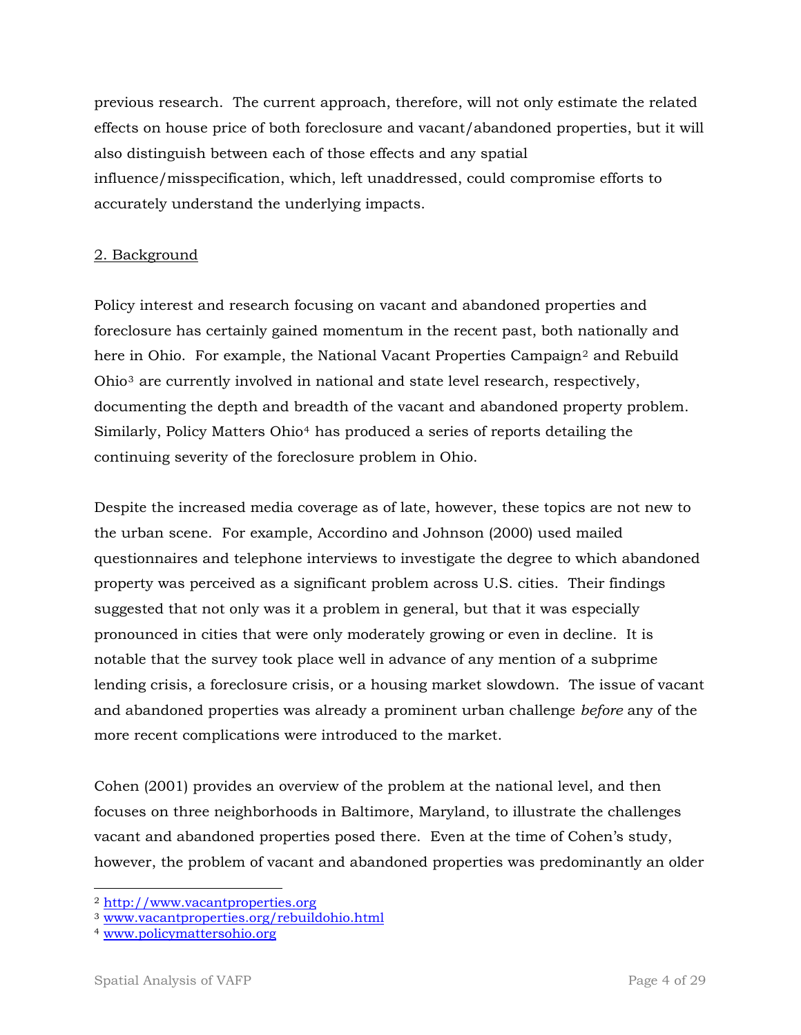previous research. The current approach, therefore, will not only estimate the related effects on house price of both foreclosure and vacant/abandoned properties, but it will also distinguish between each of those effects and any spatial influence/misspecification, which, left unaddressed, could compromise efforts to accurately understand the underlying impacts.

## 2. Background

Policy interest and research focusing on vacant and abandoned properties and foreclosure has certainly gained momentum in the recent past, both nationally and here in Ohio. For example, the National Vacant Properties Campaign[2] and Rebuild Ohio[3] are currently involved in national and state level research, respectively, documenting the depth and breadth of the vacant and abandoned property problem. Similarly, Policy Matters Ohio[4] has produced a series of reports detailing the continuing severity of the foreclosure problem in Ohio.

Despite the increased media coverage as of late, however, these topics are not new to the urban scene. For example, Accordino and Johnson (2000) used mailed questionnaires and telephone interviews to investigate the degree to which abandoned property was perceived as a significant problem across U.S. cities. Their findings suggested that not only was it a problem in general, but that it was especially pronounced in cities that were only moderately growing or even in decline. It is notable that the survey took place well in advance of any mention of a subprime lending crisis, a foreclosure crisis, or a housing market slowdown. The issue of vacant and abandoned properties was already a prominent urban challenge *before* any of the more recent complications were introduced to the market.

Cohen (2001) provides an overview of the problem at the national level, and then focuses on three neighborhoods in Baltimore, Maryland, to illustrate the challenges vacant and abandoned properties posed there. Even at the time of Cohen's study, however, the problem of vacant and abandoned properties was predominantly an older

---

[2] http://www.vacantproperties.org
[3] www.vacantproperties.org/rebuildohio.html
[4] www.policymattersohio.org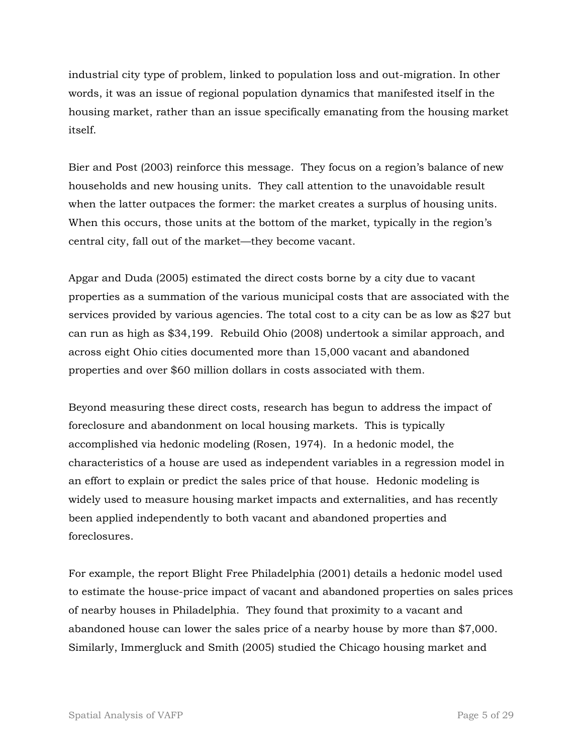industrial city type of problem, linked to population loss and out-migration. In other words, it was an issue of regional population dynamics that manifested itself in the housing market, rather than an issue specifically emanating from the housing market itself.

Bier and Post (2003) reinforce this message. They focus on a region's balance of new households and new housing units. They call attention to the unavoidable result when the latter outpaces the former: the market creates a surplus of housing units. When this occurs, those units at the bottom of the market, typically in the region's central city, fall out of the market—they become vacant.

Apgar and Duda (2005) estimated the direct costs borne by a city due to vacant properties as a summation of the various municipal costs that are associated with the services provided by various agencies. The total cost to a city can be as low as $27 but can run as high as $34,199. Rebuild Ohio (2008) undertook a similar approach, and across eight Ohio cities documented more than 15,000 vacant and abandoned properties and over $60 million dollars in costs associated with them.

Beyond measuring these direct costs, research has begun to address the impact of foreclosure and abandonment on local housing markets. This is typically accomplished via hedonic modeling (Rosen, 1974). In a hedonic model, the characteristics of a house are used as independent variables in a regression model in an effort to explain or predict the sales price of that house. Hedonic modeling is widely used to measure housing market impacts and externalities, and has recently been applied independently to both vacant and abandoned properties and foreclosures.

For example, the report Blight Free Philadelphia (2001) details a hedonic model used to estimate the house-price impact of vacant and abandoned properties on sales prices of nearby houses in Philadelphia. They found that proximity to a vacant and abandoned house can lower the sales price of a nearby house by more than $7,000. Similarly, Immergluck and Smith (2005) studied the Chicago housing market and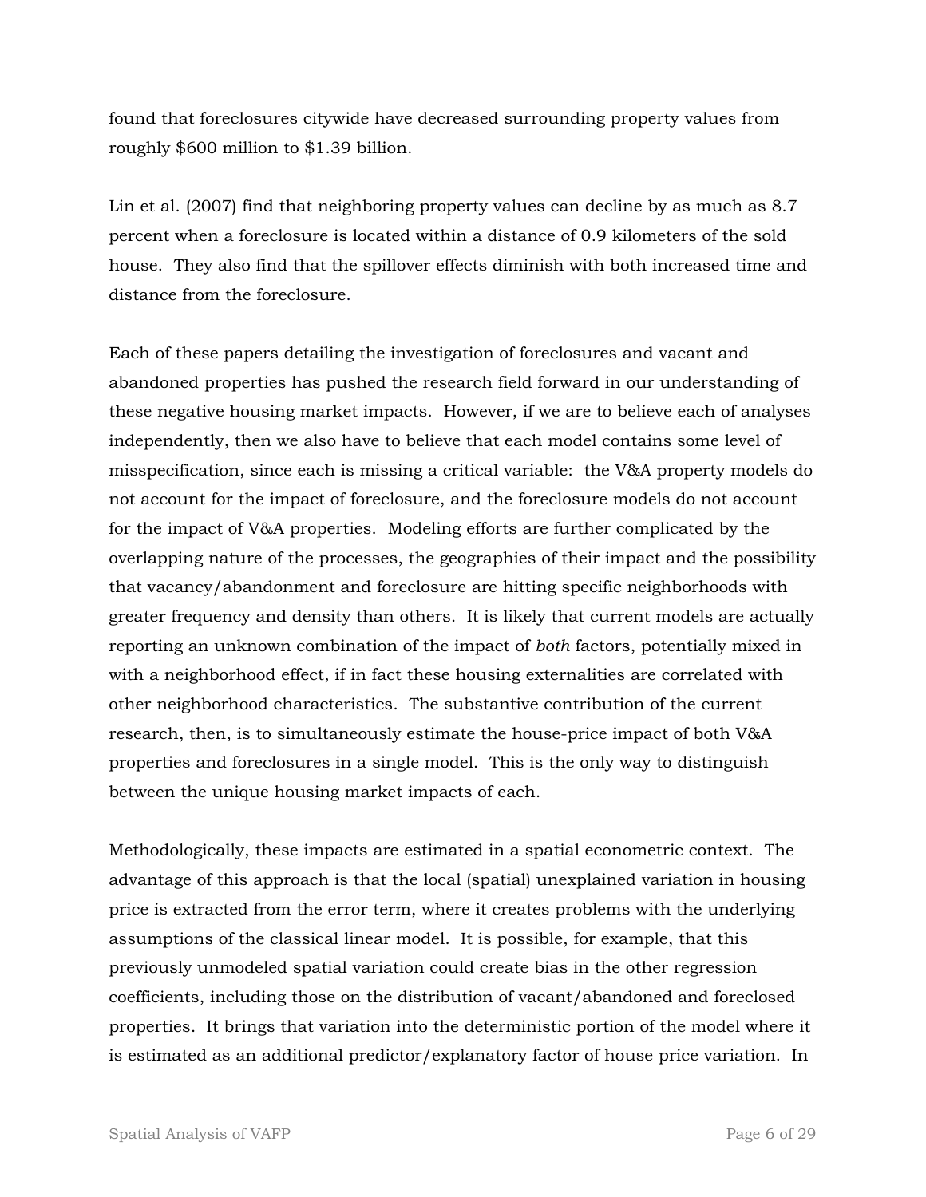found that foreclosures citywide have decreased surrounding property values from roughly $600 million to $1.39 billion.

Lin et al. (2007) find that neighboring property values can decline by as much as 8.7 percent when a foreclosure is located within a distance of 0.9 kilometers of the sold house. They also find that the spillover effects diminish with both increased time and distance from the foreclosure.

Each of these papers detailing the investigation of foreclosures and vacant and abandoned properties has pushed the research field forward in our understanding of these negative housing market impacts. However, if we are to believe each of analyses independently, then we also have to believe that each model contains some level of misspecification, since each is missing a critical variable: the V&A property models do not account for the impact of foreclosure, and the foreclosure models do not account for the impact of V&A properties. Modeling efforts are further complicated by the overlapping nature of the processes, the geographies of their impact and the possibility that vacancy/abandonment and foreclosure are hitting specific neighborhoods with greater frequency and density than others. It is likely that current models are actually reporting an unknown combination of the impact of *both* factors, potentially mixed in with a neighborhood effect, if in fact these housing externalities are correlated with other neighborhood characteristics. The substantive contribution of the current research, then, is to simultaneously estimate the house-price impact of both V&A properties and foreclosures in a single model. This is the only way to distinguish between the unique housing market impacts of each.

Methodologically, these impacts are estimated in a spatial econometric context. The advantage of this approach is that the local (spatial) unexplained variation in housing price is extracted from the error term, where it creates problems with the underlying assumptions of the classical linear model. It is possible, for example, that this previously unmodeled spatial variation could create bias in the other regression coefficients, including those on the distribution of vacant/abandoned and foreclosed properties. It brings that variation into the deterministic portion of the model where it is estimated as an additional predictor/explanatory factor of house price variation. In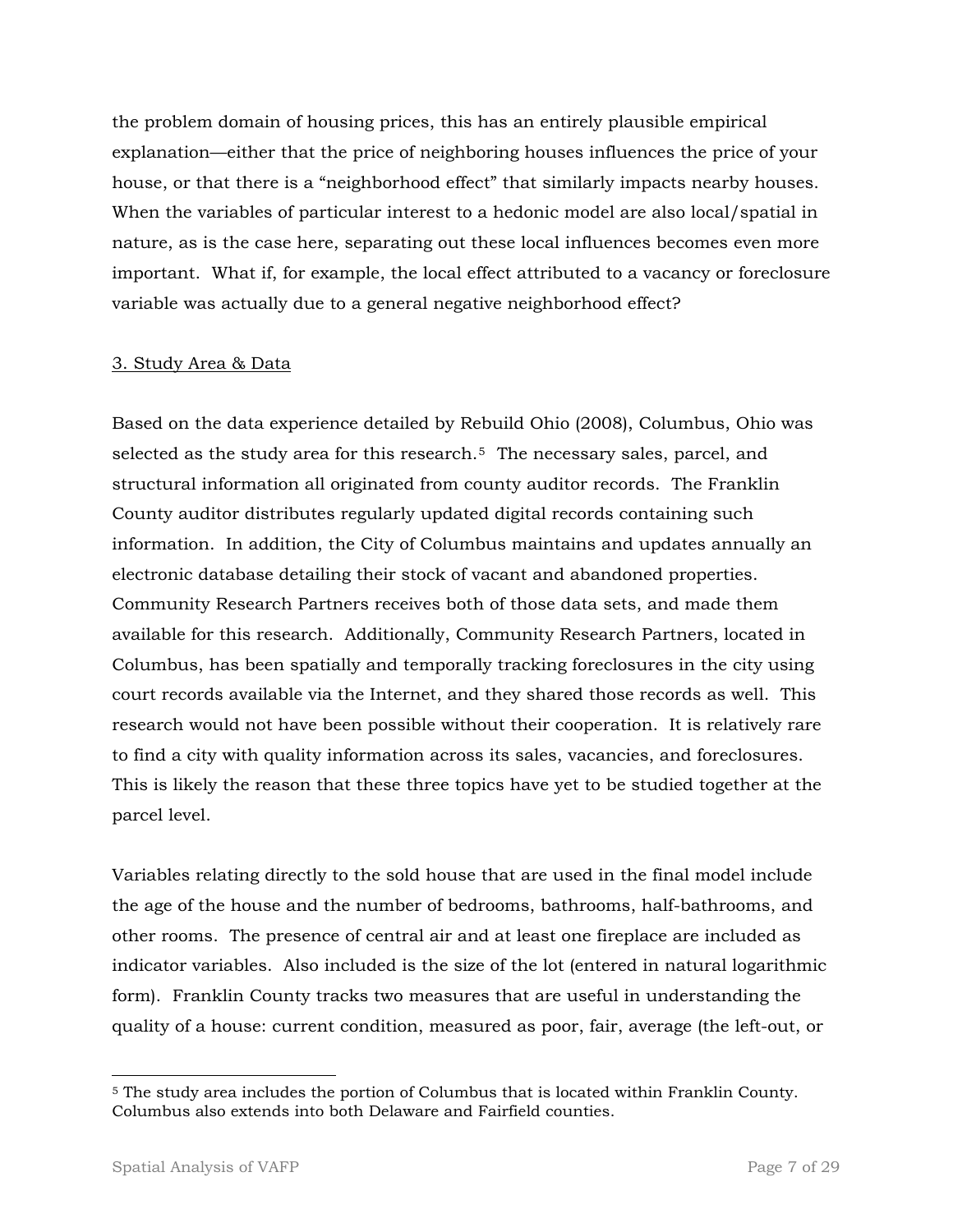the problem domain of housing prices, this has an entirely plausible empirical explanation—either that the price of neighboring houses influences the price of your house, or that there is a "neighborhood effect" that similarly impacts nearby houses. When the variables of particular interest to a hedonic model are also local/spatial in nature, as is the case here, separating out these local influences becomes even more important. What if, for example, the local effect attributed to a vacancy or foreclosure variable was actually due to a general negative neighborhood effect?

## 3. Study Area & Data

Based on the data experience detailed by Rebuild Ohio (2008), Columbus, Ohio was selected as the study area for this research.[5] The necessary sales, parcel, and structural information all originated from county auditor records. The Franklin County auditor distributes regularly updated digital records containing such information. In addition, the City of Columbus maintains and updates annually an electronic database detailing their stock of vacant and abandoned properties. Community Research Partners receives both of those data sets, and made them available for this research. Additionally, Community Research Partners, located in Columbus, has been spatially and temporally tracking foreclosures in the city using court records available via the Internet, and they shared those records as well. This research would not have been possible without their cooperation. It is relatively rare to find a city with quality information across its sales, vacancies, and foreclosures. This is likely the reason that these three topics have yet to be studied together at the parcel level.

Variables relating directly to the sold house that are used in the final model include the age of the house and the number of bedrooms, bathrooms, half-bathrooms, and other rooms. The presence of central air and at least one fireplace are included as indicator variables. Also included is the size of the lot (entered in natural logarithmic form). Franklin County tracks two measures that are useful in understanding the quality of a house: current condition, measured as poor, fair, average (the left-out, or

---

[5] The study area includes the portion of Columbus that is located within Franklin County. Columbus also extends into both Delaware and Fairfield counties.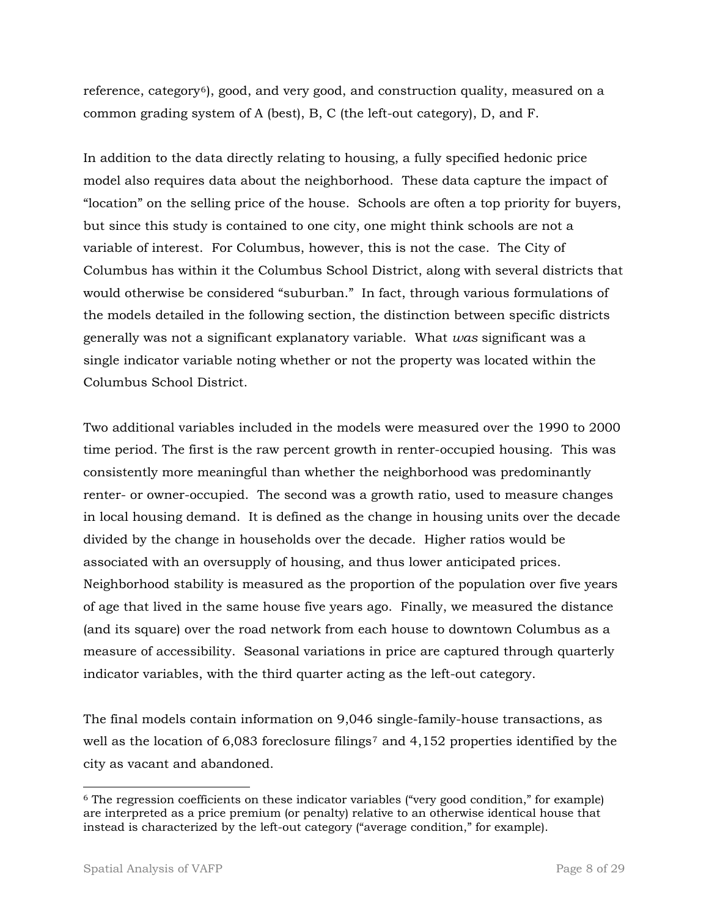reference, category[6]), good, and very good, and construction quality, measured on a common grading system of A (best), B, C (the left-out category), D, and F.

In addition to the data directly relating to housing, a fully specified hedonic price model also requires data about the neighborhood. These data capture the impact of "location" on the selling price of the house. Schools are often a top priority for buyers, but since this study is contained to one city, one might think schools are not a variable of interest. For Columbus, however, this is not the case. The City of Columbus has within it the Columbus School District, along with several districts that would otherwise be considered "suburban." In fact, through various formulations of the models detailed in the following section, the distinction between specific districts generally was not a significant explanatory variable. What *was* significant was a single indicator variable noting whether or not the property was located within the Columbus School District.

Two additional variables included in the models were measured over the 1990 to 2000 time period. The first is the raw percent growth in renter-occupied housing. This was consistently more meaningful than whether the neighborhood was predominantly renter- or owner-occupied. The second was a growth ratio, used to measure changes in local housing demand. It is defined as the change in housing units over the decade divided by the change in households over the decade. Higher ratios would be associated with an oversupply of housing, and thus lower anticipated prices. Neighborhood stability is measured as the proportion of the population over five years of age that lived in the same house five years ago. Finally, we measured the distance (and its square) over the road network from each house to downtown Columbus as a measure of accessibility. Seasonal variations in price are captured through quarterly indicator variables, with the third quarter acting as the left-out category.

The final models contain information on 9,046 single-family-house transactions, as well as the location of 6,083 foreclosure filings[7] and 4,152 properties identified by the city as vacant and abandoned.

---

[6] The regression coefficients on these indicator variables ("very good condition," for example) are interpreted as a price premium (or penalty) relative to an otherwise identical house that instead is characterized by the left-out category ("average condition," for example).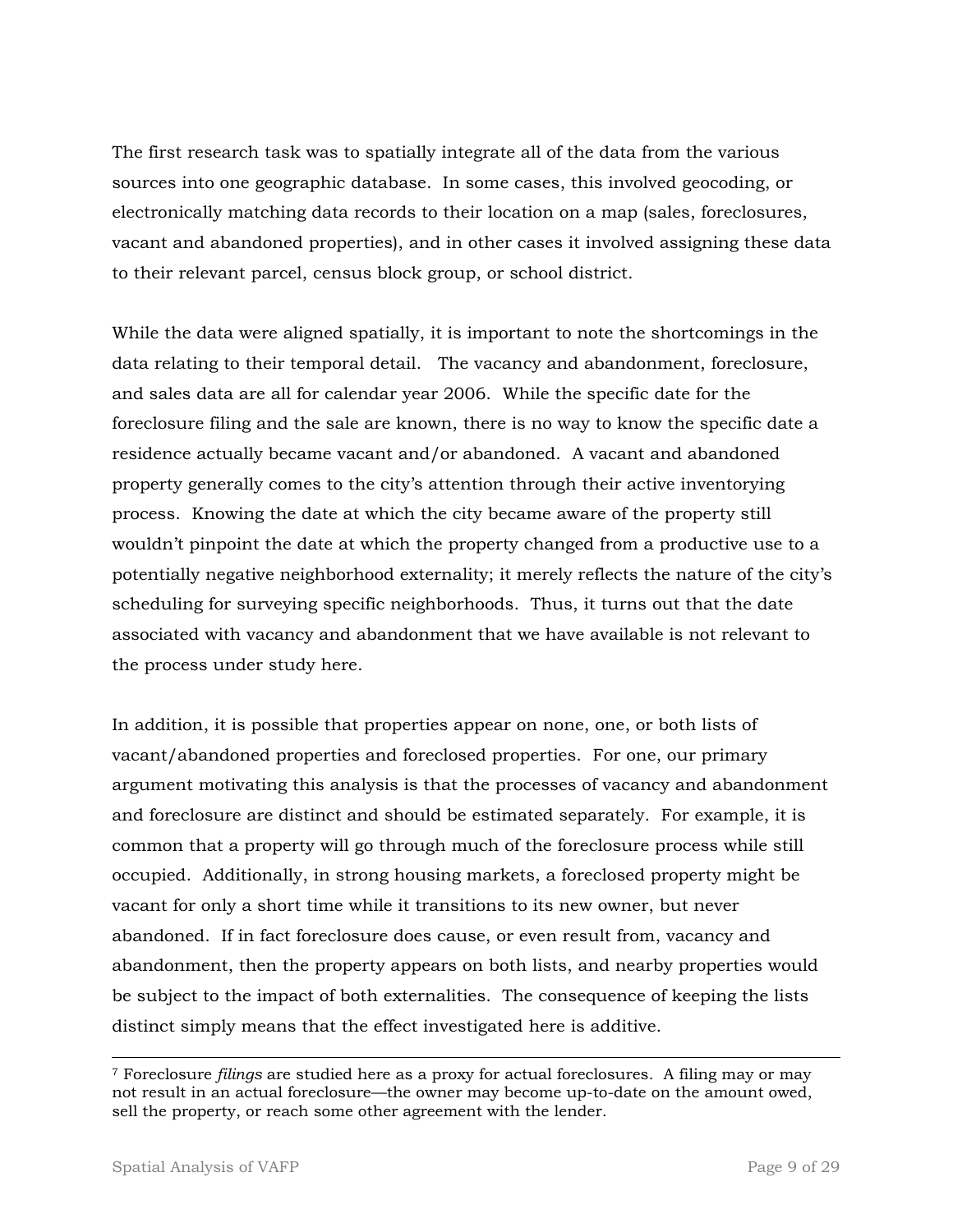The first research task was to spatially integrate all of the data from the various sources into one geographic database. In some cases, this involved geocoding, or electronically matching data records to their location on a map (sales, foreclosures, vacant and abandoned properties), and in other cases it involved assigning these data to their relevant parcel, census block group, or school district.

While the data were aligned spatially, it is important to note the shortcomings in the data relating to their temporal detail. The vacancy and abandonment, foreclosure, and sales data are all for calendar year 2006. While the specific date for the foreclosure filing and the sale are known, there is no way to know the specific date a residence actually became vacant and/or abandoned. A vacant and abandoned property generally comes to the city's attention through their active inventorying process. Knowing the date at which the city became aware of the property still wouldn't pinpoint the date at which the property changed from a productive use to a potentially negative neighborhood externality; it merely reflects the nature of the city's scheduling for surveying specific neighborhoods. Thus, it turns out that the date associated with vacancy and abandonment that we have available is not relevant to the process under study here.

In addition, it is possible that properties appear on none, one, or both lists of vacant/abandoned properties and foreclosed properties. For one, our primary argument motivating this analysis is that the processes of vacancy and abandonment and foreclosure are distinct and should be estimated separately. For example, it is common that a property will go through much of the foreclosure process while still occupied. Additionally, in strong housing markets, a foreclosed property might be vacant for only a short time while it transitions to its new owner, but never abandoned. If in fact foreclosure does cause, or even result from, vacancy and abandonment, then the property appears on both lists, and nearby properties would be subject to the impact of both externalities. The consequence of keeping the lists distinct simply means that the effect investigated here is additive.

---

[7] Foreclosure *filings* are studied here as a proxy for actual foreclosures. A filing may or may not result in an actual foreclosure—the owner may become up-to-date on the amount owed, sell the property, or reach some other agreement with the lender.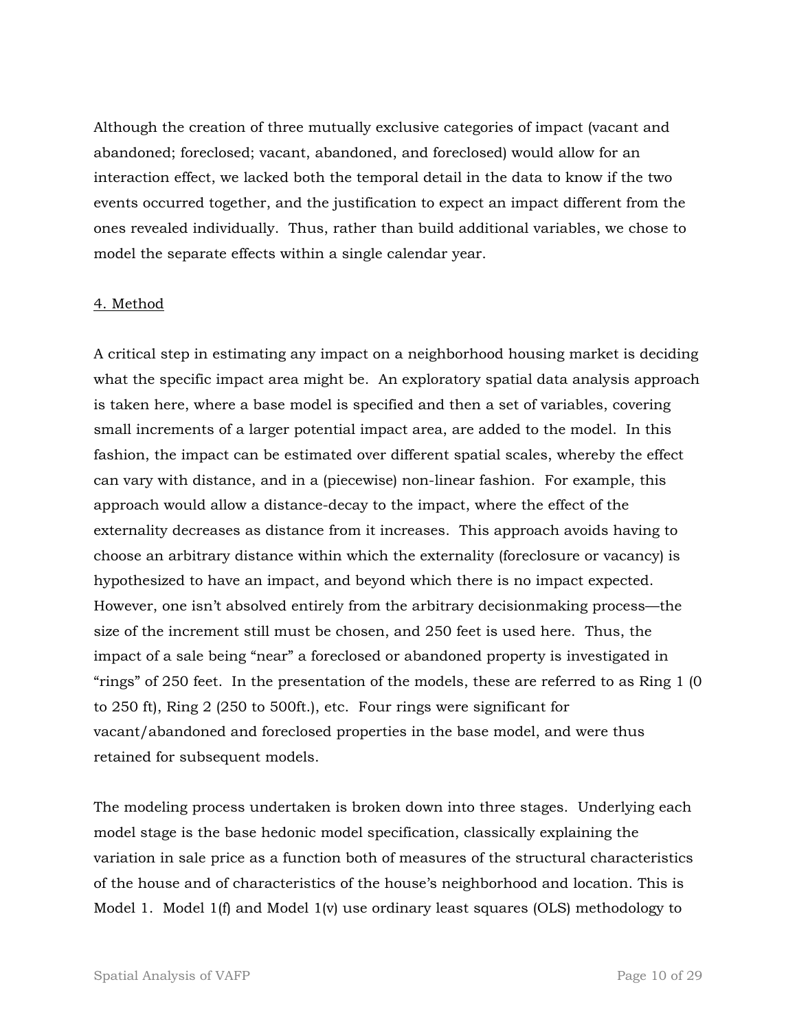Although the creation of three mutually exclusive categories of impact (vacant and abandoned; foreclosed; vacant, abandoned, and foreclosed) would allow for an interaction effect, we lacked both the temporal detail in the data to know if the two events occurred together, and the justification to expect an impact different from the ones revealed individually. Thus, rather than build additional variables, we chose to model the separate effects within a single calendar year.

## 4. Method

A critical step in estimating any impact on a neighborhood housing market is deciding what the specific impact area might be. An exploratory spatial data analysis approach is taken here, where a base model is specified and then a set of variables, covering small increments of a larger potential impact area, are added to the model. In this fashion, the impact can be estimated over different spatial scales, whereby the effect can vary with distance, and in a (piecewise) non-linear fashion. For example, this approach would allow a distance-decay to the impact, where the effect of the externality decreases as distance from it increases. This approach avoids having to choose an arbitrary distance within which the externality (foreclosure or vacancy) is hypothesized to have an impact, and beyond which there is no impact expected. However, one isn't absolved entirely from the arbitrary decisionmaking process—the size of the increment still must be chosen, and 250 feet is used here. Thus, the impact of a sale being "near" a foreclosed or abandoned property is investigated in "rings" of 250 feet. In the presentation of the models, these are referred to as Ring 1 (0 to 250 ft), Ring 2 (250 to 500ft.), etc. Four rings were significant for vacant/abandoned and foreclosed properties in the base model, and were thus retained for subsequent models.

The modeling process undertaken is broken down into three stages. Underlying each model stage is the base hedonic model specification, classically explaining the variation in sale price as a function both of measures of the structural characteristics of the house and of characteristics of the house's neighborhood and location. This is Model 1. Model 1(f) and Model 1(v) use ordinary least squares (OLS) methodology to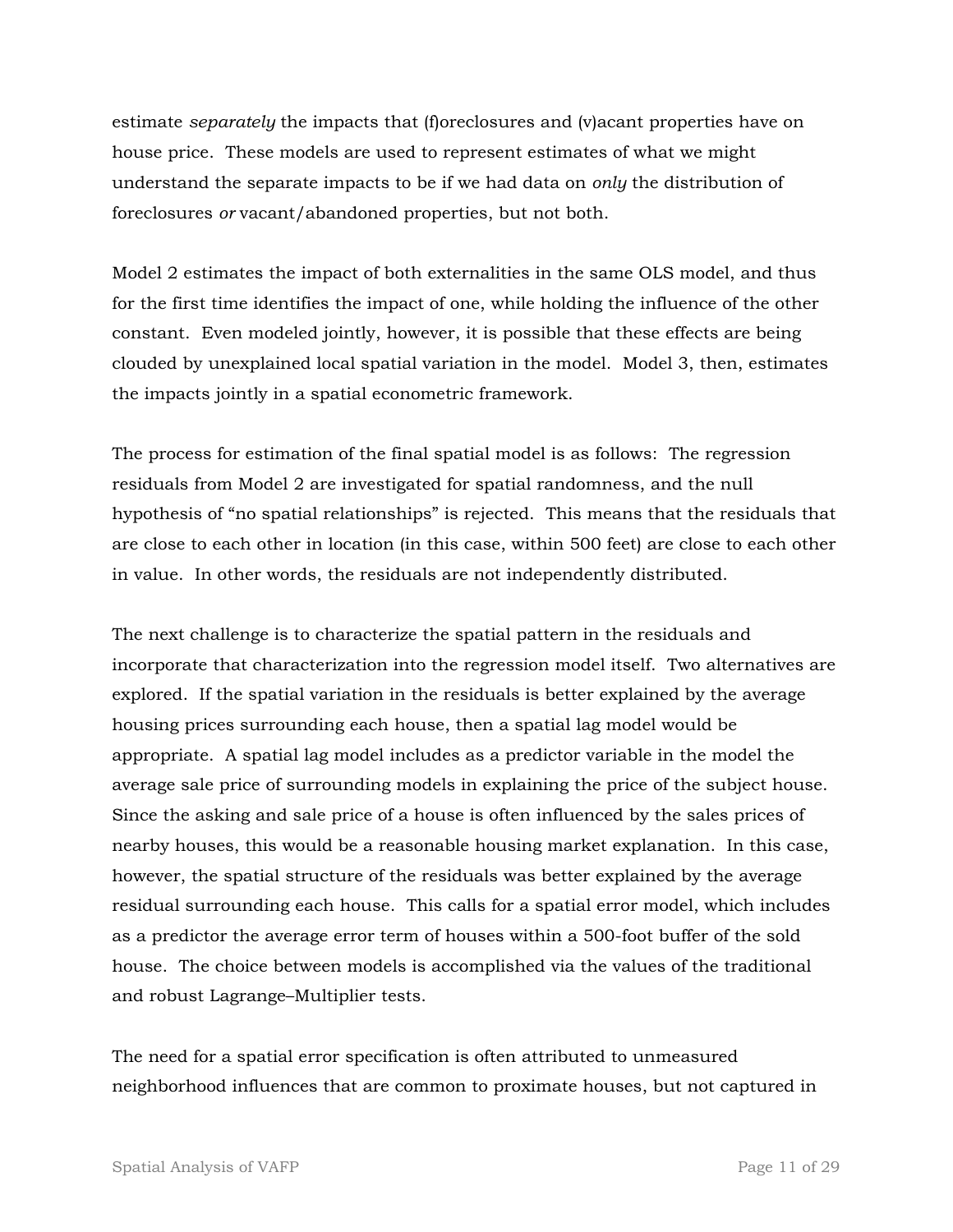estimate *separately* the impacts that (f)oreclosures and (v)acant properties have on house price. These models are used to represent estimates of what we might understand the separate impacts to be if we had data on *only* the distribution of foreclosures *or* vacant/abandoned properties, but not both.

Model 2 estimates the impact of both externalities in the same OLS model, and thus for the first time identifies the impact of one, while holding the influence of the other constant. Even modeled jointly, however, it is possible that these effects are being clouded by unexplained local spatial variation in the model. Model 3, then, estimates the impacts jointly in a spatial econometric framework.

The process for estimation of the final spatial model is as follows: The regression residuals from Model 2 are investigated for spatial randomness, and the null hypothesis of "no spatial relationships" is rejected. This means that the residuals that are close to each other in location (in this case, within 500 feet) are close to each other in value. In other words, the residuals are not independently distributed.

The next challenge is to characterize the spatial pattern in the residuals and incorporate that characterization into the regression model itself. Two alternatives are explored. If the spatial variation in the residuals is better explained by the average housing prices surrounding each house, then a spatial lag model would be appropriate. A spatial lag model includes as a predictor variable in the model the average sale price of surrounding models in explaining the price of the subject house. Since the asking and sale price of a house is often influenced by the sales prices of nearby houses, this would be a reasonable housing market explanation. In this case, however, the spatial structure of the residuals was better explained by the average residual surrounding each house. This calls for a spatial error model, which includes as a predictor the average error term of houses within a 500-foot buffer of the sold house. The choice between models is accomplished via the values of the traditional and robust Lagrange–Multiplier tests.

The need for a spatial error specification is often attributed to unmeasured neighborhood influences that are common to proximate houses, but not captured in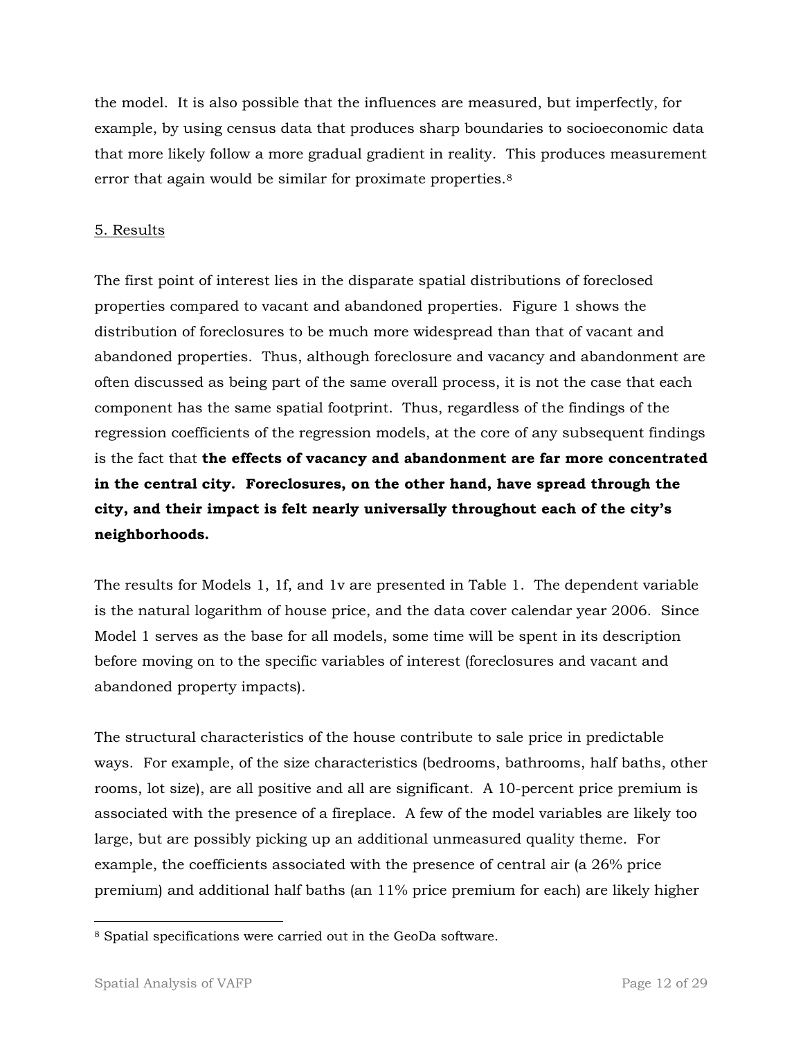the model. It is also possible that the influences are measured, but imperfectly, for example, by using census data that produces sharp boundaries to socioeconomic data that more likely follow a more gradual gradient in reality. This produces measurement error that again would be similar for proximate properties.[8]

## 5. Results

The first point of interest lies in the disparate spatial distributions of foreclosed properties compared to vacant and abandoned properties. Figure 1 shows the distribution of foreclosures to be much more widespread than that of vacant and abandoned properties. Thus, although foreclosure and vacancy and abandonment are often discussed as being part of the same overall process, it is not the case that each component has the same spatial footprint. Thus, regardless of the findings of the regression coefficients of the regression models, at the core of any subsequent findings is the fact that **the effects of vacancy and abandonment are far more concentrated in the central city. Foreclosures, on the other hand, have spread through the city, and their impact is felt nearly universally throughout each of the city's neighborhoods.**

The results for Models 1, 1f, and 1v are presented in Table 1. The dependent variable is the natural logarithm of house price, and the data cover calendar year 2006. Since Model 1 serves as the base for all models, some time will be spent in its description before moving on to the specific variables of interest (foreclosures and vacant and abandoned property impacts).

The structural characteristics of the house contribute to sale price in predictable ways. For example, of the size characteristics (bedrooms, bathrooms, half baths, other rooms, lot size), are all positive and all are significant. A 10-percent price premium is associated with the presence of a fireplace. A few of the model variables are likely too large, but are possibly picking up an additional unmeasured quality theme. For example, the coefficients associated with the presence of central air (a 26% price premium) and additional half baths (an 11% price premium for each) are likely higher

---

[8] Spatial specifications were carried out in the GeoDa software.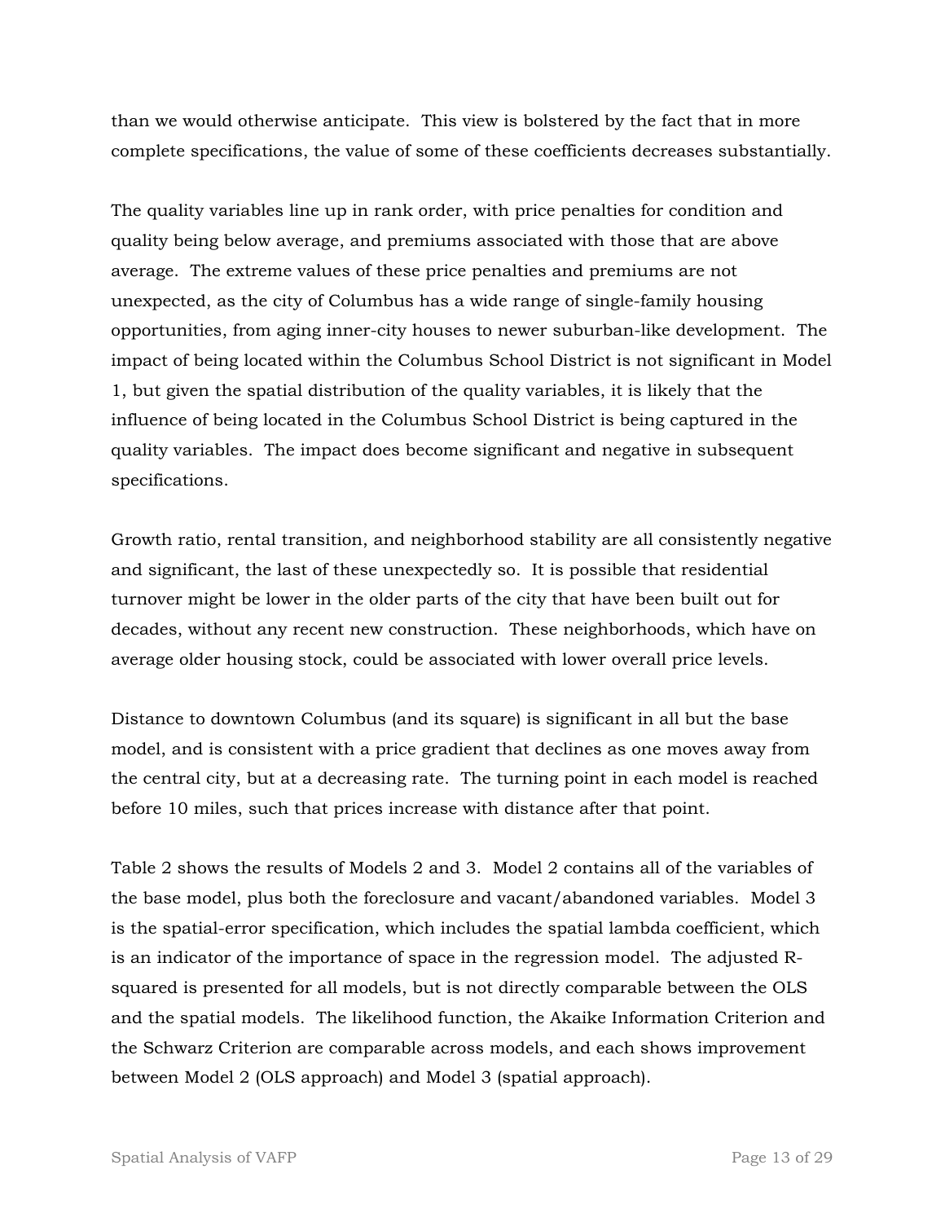than we would otherwise anticipate. This view is bolstered by the fact that in more complete specifications, the value of some of these coefficients decreases substantially.

The quality variables line up in rank order, with price penalties for condition and quality being below average, and premiums associated with those that are above average. The extreme values of these price penalties and premiums are not unexpected, as the city of Columbus has a wide range of single-family housing opportunities, from aging inner-city houses to newer suburban-like development. The impact of being located within the Columbus School District is not significant in Model 1, but given the spatial distribution of the quality variables, it is likely that the influence of being located in the Columbus School District is being captured in the quality variables. The impact does become significant and negative in subsequent specifications.

Growth ratio, rental transition, and neighborhood stability are all consistently negative and significant, the last of these unexpectedly so. It is possible that residential turnover might be lower in the older parts of the city that have been built out for decades, without any recent new construction. These neighborhoods, which have on average older housing stock, could be associated with lower overall price levels.

Distance to downtown Columbus (and its square) is significant in all but the base model, and is consistent with a price gradient that declines as one moves away from the central city, but at a decreasing rate. The turning point in each model is reached before 10 miles, such that prices increase with distance after that point.

Table 2 shows the results of Models 2 and 3. Model 2 contains all of the variables of the base model, plus both the foreclosure and vacant/abandoned variables. Model 3 is the spatial-error specification, which includes the spatial lambda coefficient, which is an indicator of the importance of space in the regression model. The adjusted R-squared is presented for all models, but is not directly comparable between the OLS and the spatial models. The likelihood function, the Akaike Information Criterion and the Schwarz Criterion are comparable across models, and each shows improvement between Model 2 (OLS approach) and Model 3 (spatial approach).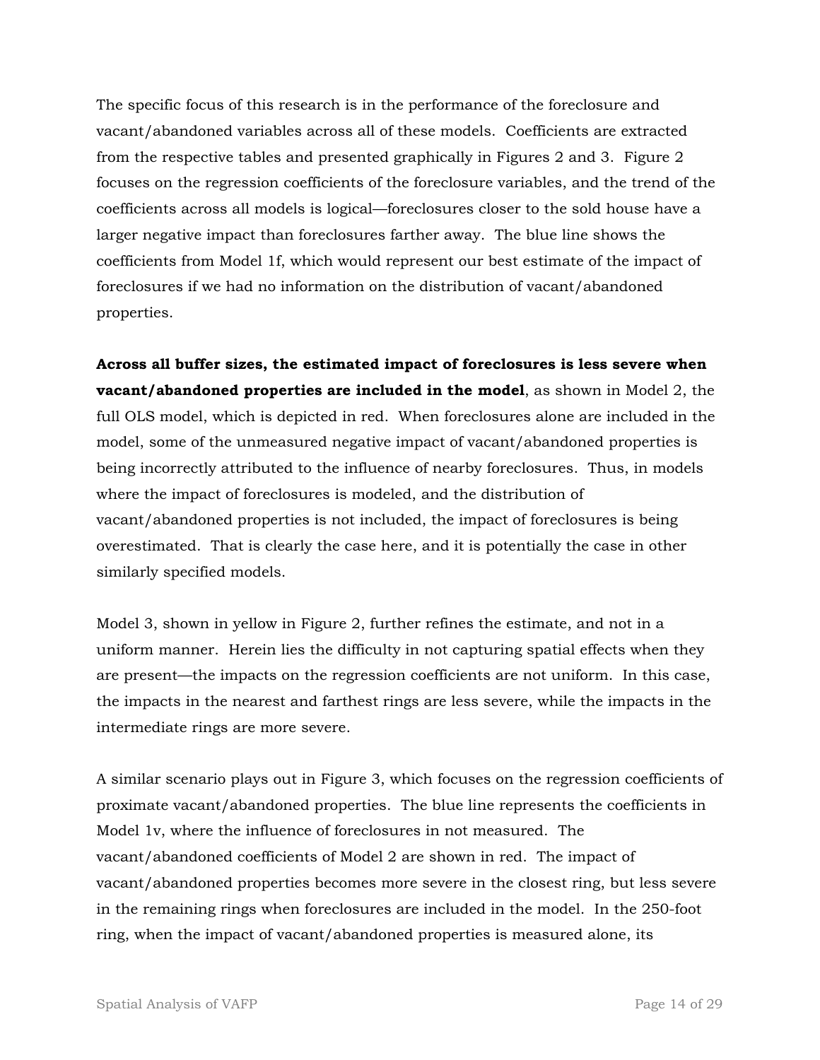The specific focus of this research is in the performance of the foreclosure and vacant/abandoned variables across all of these models. Coefficients are extracted from the respective tables and presented graphically in Figures 2 and 3. Figure 2 focuses on the regression coefficients of the foreclosure variables, and the trend of the coefficients across all models is logical—foreclosures closer to the sold house have a larger negative impact than foreclosures farther away. The blue line shows the coefficients from Model 1f, which would represent our best estimate of the impact of foreclosures if we had no information on the distribution of vacant/abandoned properties.

**Across all buffer sizes, the estimated impact of foreclosures is less severe when vacant/abandoned properties are included in the model**, as shown in Model 2, the full OLS model, which is depicted in red. When foreclosures alone are included in the model, some of the unmeasured negative impact of vacant/abandoned properties is being incorrectly attributed to the influence of nearby foreclosures. Thus, in models where the impact of foreclosures is modeled, and the distribution of vacant/abandoned properties is not included, the impact of foreclosures is being overestimated. That is clearly the case here, and it is potentially the case in other similarly specified models.

Model 3, shown in yellow in Figure 2, further refines the estimate, and not in a uniform manner. Herein lies the difficulty in not capturing spatial effects when they are present—the impacts on the regression coefficients are not uniform. In this case, the impacts in the nearest and farthest rings are less severe, while the impacts in the intermediate rings are more severe.

A similar scenario plays out in Figure 3, which focuses on the regression coefficients of proximate vacant/abandoned properties. The blue line represents the coefficients in Model 1v, where the influence of foreclosures in not measured. The vacant/abandoned coefficients of Model 2 are shown in red. The impact of vacant/abandoned properties becomes more severe in the closest ring, but less severe in the remaining rings when foreclosures are included in the model. In the 250-foot ring, when the impact of vacant/abandoned properties is measured alone, its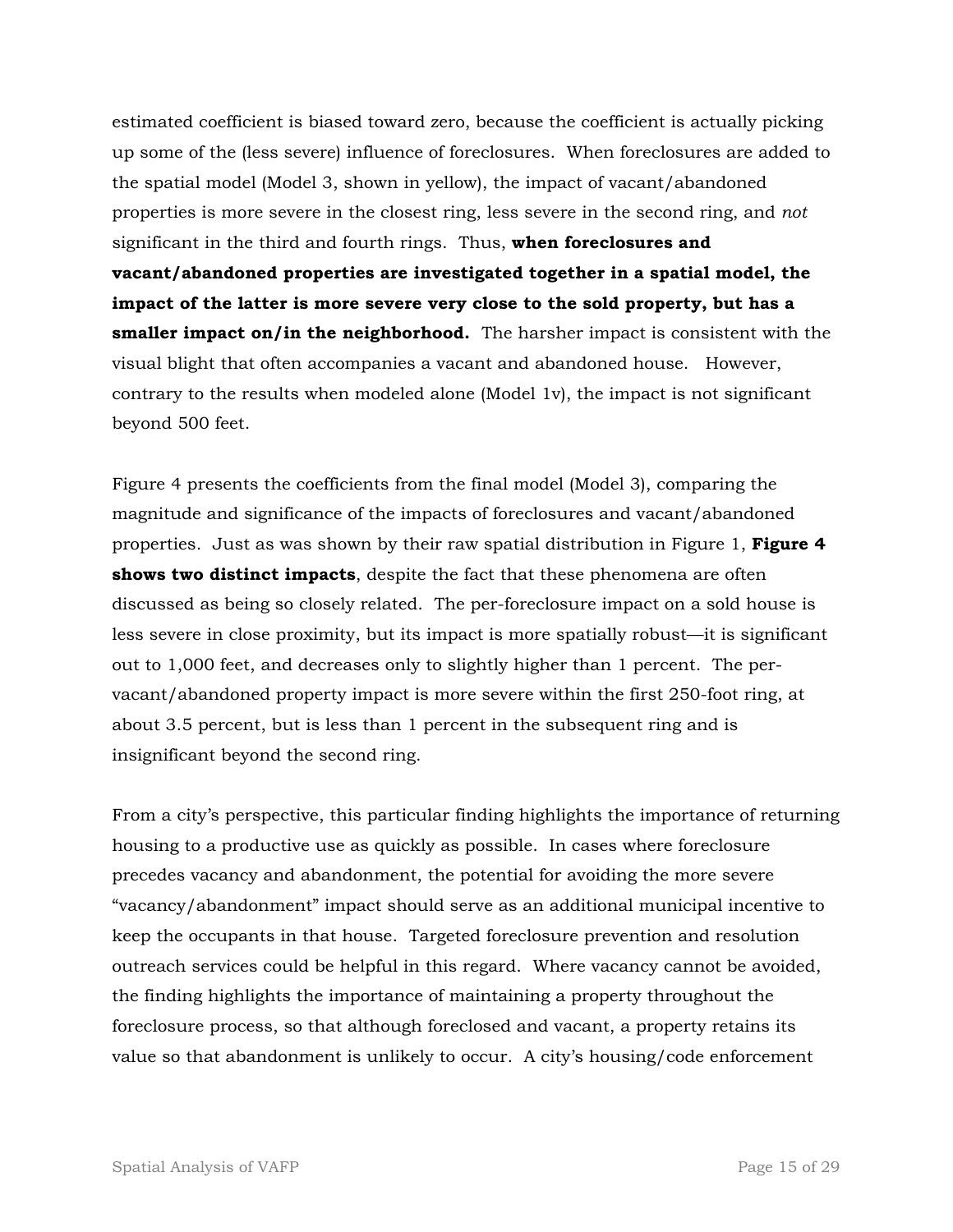estimated coefficient is biased toward zero, because the coefficient is actually picking up some of the (less severe) influence of foreclosures. When foreclosures are added to the spatial model (Model 3, shown in yellow), the impact of vacant/abandoned properties is more severe in the closest ring, less severe in the second ring, and *not* significant in the third and fourth rings. Thus, **when foreclosures and vacant/abandoned properties are investigated together in a spatial model, the impact of the latter is more severe very close to the sold property, but has a smaller impact on/in the neighborhood.** The harsher impact is consistent with the visual blight that often accompanies a vacant and abandoned house. However, contrary to the results when modeled alone (Model 1v), the impact is not significant beyond 500 feet.

Figure 4 presents the coefficients from the final model (Model 3), comparing the magnitude and significance of the impacts of foreclosures and vacant/abandoned properties. Just as was shown by their raw spatial distribution in Figure 1, **Figure 4 shows two distinct impacts**, despite the fact that these phenomena are often discussed as being so closely related. The per-foreclosure impact on a sold house is less severe in close proximity, but its impact is more spatially robust—it is significant out to 1,000 feet, and decreases only to slightly higher than 1 percent. The per-vacant/abandoned property impact is more severe within the first 250-foot ring, at about 3.5 percent, but is less than 1 percent in the subsequent ring and is insignificant beyond the second ring.

From a city's perspective, this particular finding highlights the importance of returning housing to a productive use as quickly as possible. In cases where foreclosure precedes vacancy and abandonment, the potential for avoiding the more severe "vacancy/abandonment" impact should serve as an additional municipal incentive to keep the occupants in that house. Targeted foreclosure prevention and resolution outreach services could be helpful in this regard. Where vacancy cannot be avoided, the finding highlights the importance of maintaining a property throughout the foreclosure process, so that although foreclosed and vacant, a property retains its value so that abandonment is unlikely to occur. A city's housing/code enforcement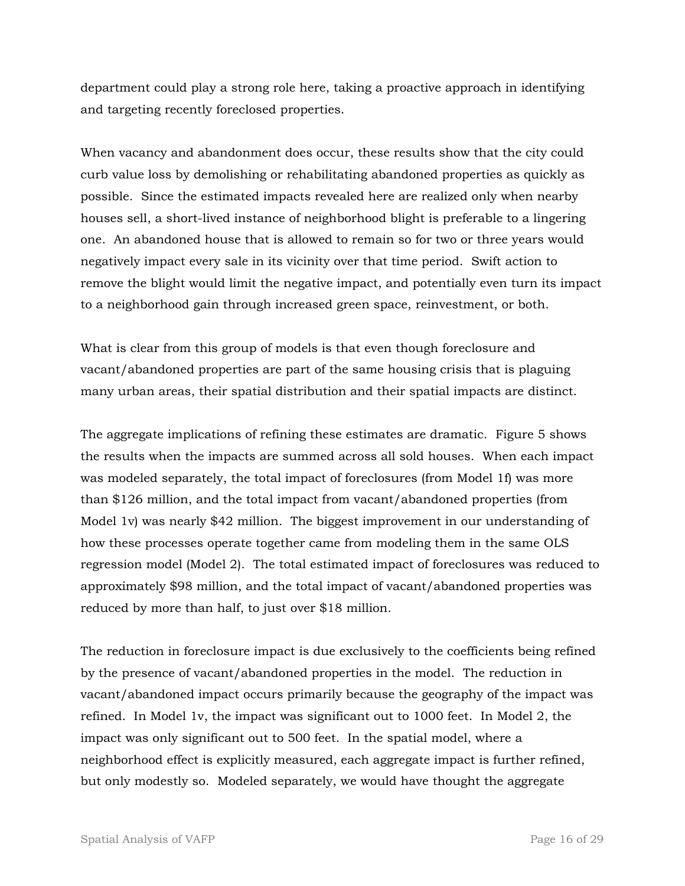department could play a strong role here, taking a proactive approach in identifying and targeting recently foreclosed properties.

When vacancy and abandonment does occur, these results show that the city could curb value loss by demolishing or rehabilitating abandoned properties as quickly as possible. Since the estimated impacts revealed here are realized only when nearby houses sell, a short-lived instance of neighborhood blight is preferable to a lingering one. An abandoned house that is allowed to remain so for two or three years would negatively impact every sale in its vicinity over that time period. Swift action to remove the blight would limit the negative impact, and potentially even turn its impact to a neighborhood gain through increased green space, reinvestment, or both.

What is clear from this group of models is that even though foreclosure and vacant/abandoned properties are part of the same housing crisis that is plaguing many urban areas, their spatial distribution and their spatial impacts are distinct.

The aggregate implications of refining these estimates are dramatic. Figure 5 shows the results when the impacts are summed across all sold houses. When each impact was modeled separately, the total impact of foreclosures (from Model 1f) was more than $126 million, and the total impact from vacant/abandoned properties (from Model 1v) was nearly $42 million. The biggest improvement in our understanding of how these processes operate together came from modeling them in the same OLS regression model (Model 2). The total estimated impact of foreclosures was reduced to approximately $98 million, and the total impact of vacant/abandoned properties was reduced by more than half, to just over $18 million.

The reduction in foreclosure impact is due exclusively to the coefficients being refined by the presence of vacant/abandoned properties in the model. The reduction in vacant/abandoned impact occurs primarily because the geography of the impact was refined. In Model 1v, the impact was significant out to 1000 feet. In Model 2, the impact was only significant out to 500 feet. In the spatial model, where a neighborhood effect is explicitly measured, each aggregate impact is further refined, but only modestly so. Modeled separately, we would have thought the aggregate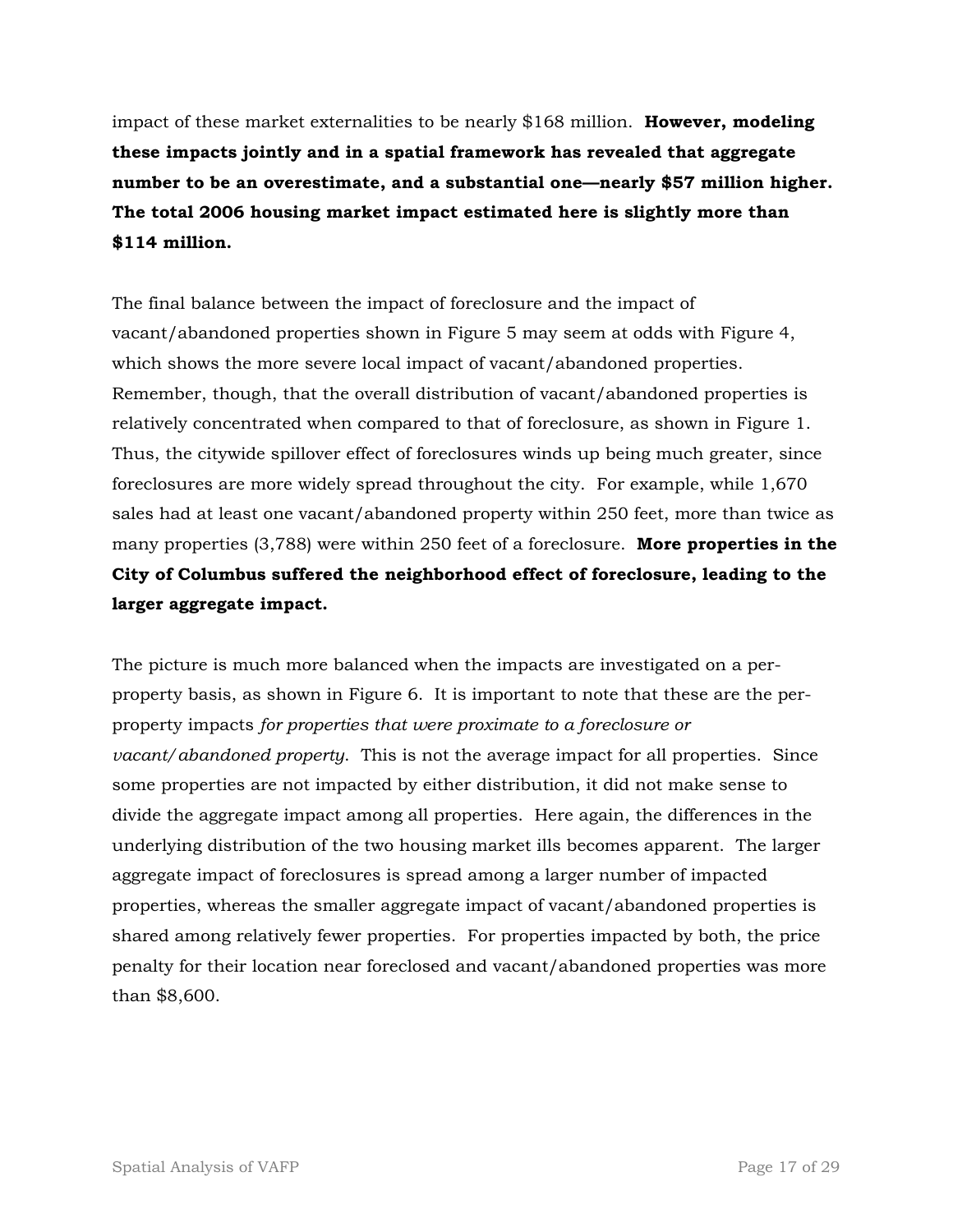impact of these market externalities to be nearly $168 million. **However, modeling these impacts jointly and in a spatial framework has revealed that aggregate number to be an overestimate, and a substantial one—nearly $57 million higher. The total 2006 housing market impact estimated here is slightly more than $114 million.**

The final balance between the impact of foreclosure and the impact of vacant/abandoned properties shown in Figure 5 may seem at odds with Figure 4, which shows the more severe local impact of vacant/abandoned properties. Remember, though, that the overall distribution of vacant/abandoned properties is relatively concentrated when compared to that of foreclosure, as shown in Figure 1. Thus, the citywide spillover effect of foreclosures winds up being much greater, since foreclosures are more widely spread throughout the city. For example, while 1,670 sales had at least one vacant/abandoned property within 250 feet, more than twice as many properties (3,788) were within 250 feet of a foreclosure. **More properties in the City of Columbus suffered the neighborhood effect of foreclosure, leading to the larger aggregate impact.**

The picture is much more balanced when the impacts are investigated on a per-property basis, as shown in Figure 6. It is important to note that these are the per-property impacts *for properties that were proximate to a foreclosure or vacant/abandoned property*. This is not the average impact for all properties. Since some properties are not impacted by either distribution, it did not make sense to divide the aggregate impact among all properties. Here again, the differences in the underlying distribution of the two housing market ills becomes apparent. The larger aggregate impact of foreclosures is spread among a larger number of impacted properties, whereas the smaller aggregate impact of vacant/abandoned properties is shared among relatively fewer properties. For properties impacted by both, the price penalty for their location near foreclosed and vacant/abandoned properties was more than $8,600.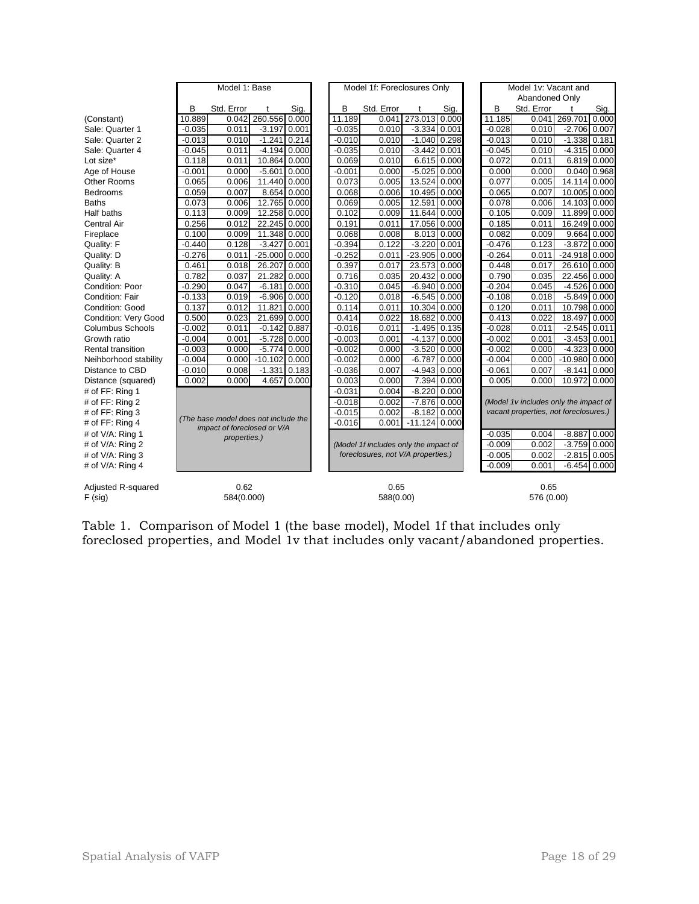| | Model 1: Base | | | | Model 1f: Foreclosures Only | | | | Model 1v: Vacant and Abandoned Only | | | |
|---|---|---|---|---|---|---|---|---|---|---|---|---|
| | B | Std. Error | t | Sig. | B | Std. Error | t | Sig. | B | Std. Error | t | Sig. |
| (Constant) | 10.889 | 0.042 | 260.556 | 0.000 | 11.189 | 0.041 | 273.013 | 0.000 | 11.185 | 0.041 | 269.701 | 0.000 |
| Sale: Quarter 1 | -0.035 | 0.011 | -3.197 | 0.001 | -0.035 | 0.010 | -3.334 | 0.001 | -0.028 | 0.010 | -2.706 | 0.007 |
| Sale: Quarter 2 | -0.013 | 0.010 | -1.241 | 0.214 | -0.010 | 0.010 | -1.040 | 0.298 | -0.013 | 0.010 | -1.338 | 0.181 |
| Sale: Quarter 4 | -0.045 | 0.011 | -4.194 | 0.000 | -0.035 | 0.010 | -3.442 | 0.001 | -0.045 | 0.010 | -4.315 | 0.000 |
| Lot size* | 0.118 | 0.011 | 10.864 | 0.000 | 0.069 | 0.010 | 6.615 | 0.000 | 0.072 | 0.011 | 6.819 | 0.000 |
| Age of House | -0.001 | 0.000 | -5.601 | 0.000 | -0.001 | 0.000 | -5.025 | 0.000 | 0.000 | 0.000 | 0.040 | 0.968 |
| Other Rooms | 0.065 | 0.006 | 11.440 | 0.000 | 0.073 | 0.005 | 13.524 | 0.000 | 0.077 | 0.005 | 14.114 | 0.000 |
| Bedrooms | 0.059 | 0.007 | 8.654 | 0.000 | 0.068 | 0.006 | 10.495 | 0.000 | 0.065 | 0.007 | 10.005 | 0.000 |
| Baths | 0.073 | 0.006 | 12.765 | 0.000 | 0.069 | 0.005 | 12.591 | 0.000 | 0.078 | 0.006 | 14.103 | 0.000 |
| Half baths | 0.113 | 0.009 | 12.258 | 0.000 | 0.102 | 0.009 | 11.644 | 0.000 | 0.105 | 0.009 | 11.899 | 0.000 |
| Central Air | 0.256 | 0.012 | 22.245 | 0.000 | 0.191 | 0.011 | 17.056 | 0.000 | 0.185 | 0.011 | 16.249 | 0.000 |
| Fireplace | 0.100 | 0.009 | 11.348 | 0.000 | 0.068 | 0.008 | 8.013 | 0.000 | 0.082 | 0.009 | 9.664 | 0.000 |
| Quality: F | -0.440 | 0.128 | -3.427 | 0.001 | -0.394 | 0.122 | -3.220 | 0.001 | -0.476 | 0.123 | -3.872 | 0.000 |
| Quality: D | -0.276 | 0.011 | -25.000 | 0.000 | -0.252 | 0.011 | -23.905 | 0.000 | -0.264 | 0.011 | -24.918 | 0.000 |
| Quality: B | 0.461 | 0.018 | 26.207 | 0.000 | 0.397 | 0.017 | 23.573 | 0.000 | 0.448 | 0.017 | 26.610 | 0.000 |
| Quality: A | 0.782 | 0.037 | 21.282 | 0.000 | 0.716 | 0.035 | 20.432 | 0.000 | 0.790 | 0.035 | 22.456 | 0.000 |
| Condition: Poor | -0.290 | 0.047 | -6.181 | 0.000 | -0.310 | 0.045 | -6.940 | 0.000 | -0.204 | 0.045 | -4.526 | 0.000 |
| Condition: Fair | -0.133 | 0.019 | -6.906 | 0.000 | -0.120 | 0.018 | -6.545 | 0.000 | -0.108 | 0.018 | -5.849 | 0.000 |
| Condition: Good | 0.137 | 0.012 | 11.821 | 0.000 | 0.114 | 0.011 | 10.304 | 0.000 | 0.120 | 0.011 | 10.798 | 0.000 |
| Condition: Very Good | 0.500 | 0.023 | 21.699 | 0.000 | 0.414 | 0.022 | 18.682 | 0.000 | 0.413 | 0.022 | 18.497 | 0.000 |
| Columbus Schools | -0.002 | 0.011 | -0.142 | 0.887 | -0.016 | 0.011 | -1.495 | 0.135 | -0.028 | 0.011 | -2.545 | 0.011 |
| Growth ratio | -0.004 | 0.001 | -5.728 | 0.000 | -0.003 | 0.001 | -4.137 | 0.000 | -0.002 | 0.001 | -3.453 | 0.001 |
| Rental transition | -0.003 | 0.000 | -5.774 | 0.000 | -0.002 | 0.000 | -3.520 | 0.000 | -0.002 | 0.000 | -4.323 | 0.000 |
| Neihborhood stability | -0.004 | 0.000 | -10.102 | 0.000 | -0.002 | 0.000 | -6.787 | 0.000 | -0.004 | 0.000 | -10.980 | 0.000 |
| Distance to CBD | -0.010 | 0.008 | -1.331 | 0.183 | -0.036 | 0.007 | -4.943 | 0.000 | -0.061 | 0.007 | -8.141 | 0.000 |
| Distance (squared) | 0.002 | 0.000 | 4.657 | 0.000 | 0.003 | 0.000 | 7.394 | 0.000 | 0.005 | 0.000 | 10.972 | 0.000 |
| # of FF: Ring 1 | *(The base model does not include the impact of foreclosed or V/A properties.)* | | | | -0.031 | 0.004 | -8.220 | 0.000 | *(Model 1v includes only the impact of vacant properties, not foreclosures.)* | | | |
| # of FF: Ring 2 | | | | | -0.018 | 0.002 | -7.876 | 0.000 | | | | |
| # of FF: Ring 3 | | | | | -0.015 | 0.002 | -8.182 | 0.000 | | | | |
| # of FF: Ring 4 | | | | | -0.016 | 0.001 | -11.124 | 0.000 | | | | |
| # of V/A: Ring 1 | | | | | *(Model 1f includes only the impact of foreclosures, not V/A properties.)* | | | | -0.035 | 0.004 | -8.887 | 0.000 |
| # of V/A: Ring 2 | | | | | | | | | -0.009 | 0.002 | -3.759 | 0.000 |
| # of V/A: Ring 3 | | | | | | | | | -0.005 | 0.002 | -2.815 | 0.005 |
| # of V/A: Ring 4 | | | | | | | | | -0.009 | 0.001 | -6.454 | 0.000 |
| Adjusted R-squared | 0.62 | | | | 0.65 | | | | 0.65 | | | |
| F (sig) | 584(0.000) | | | | 588(0.00) | | | | 576 (0.00) | | | |

Table 1. Comparison of Model 1 (the base model), Model 1f that includes only foreclosed properties, and Model 1v that includes only vacant/abandoned properties.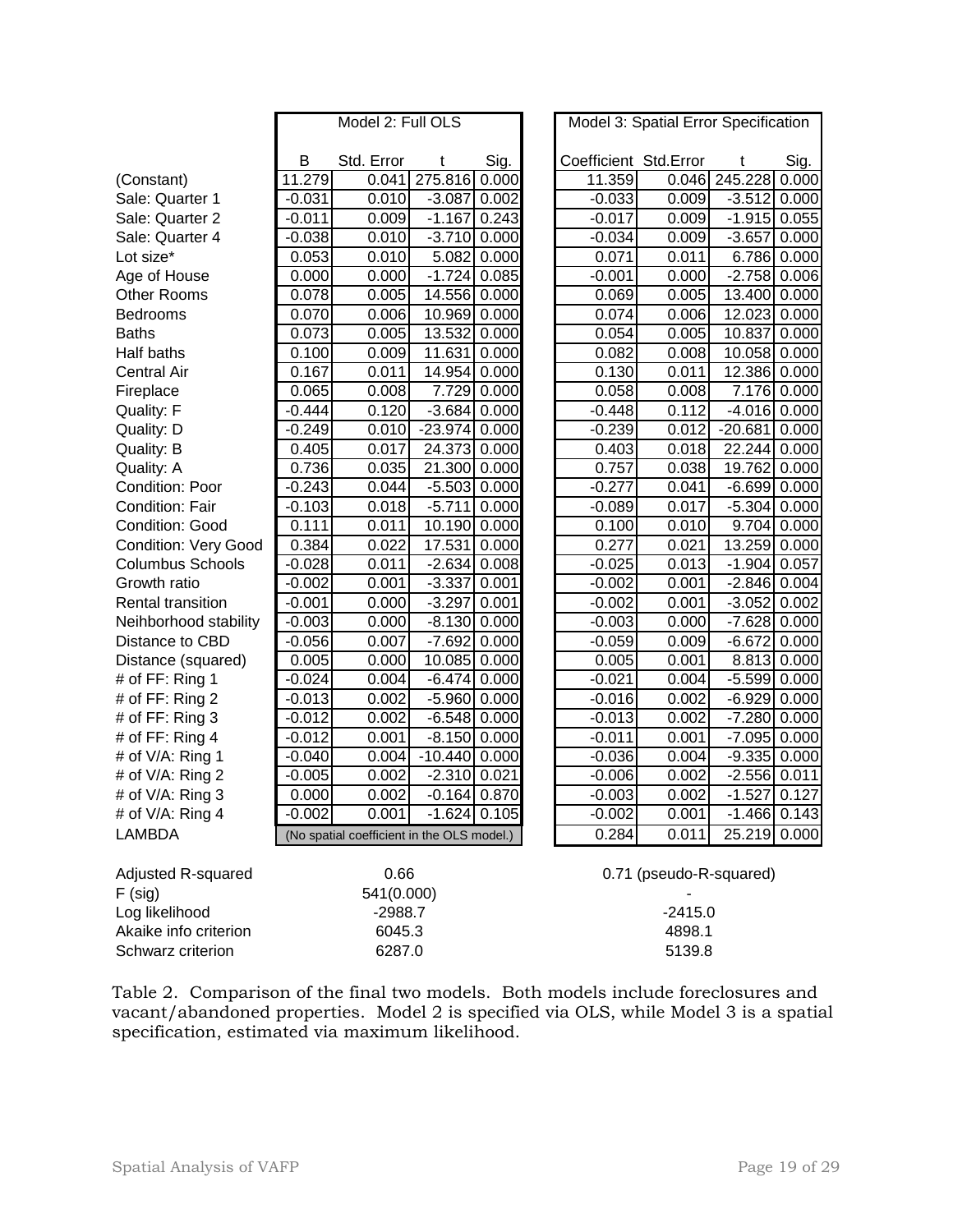| | Model 2: Full OLS | | | | Model 3: Spatial Error Specification | | | |
|---|---|---|---|---|---|---|---|---|
| | B | Std. Error | t | Sig. | Coefficient | Std.Error | t | Sig. |
| (Constant) | 11.279 | 0.041 | 275.816 | 0.000 | 11.359 | 0.046 | 245.228 | 0.000 |
| Sale: Quarter 1 | -0.031 | 0.010 | -3.087 | 0.002 | -0.033 | 0.009 | -3.512 | 0.000 |
| Sale: Quarter 2 | -0.011 | 0.009 | -1.167 | 0.243 | -0.017 | 0.009 | -1.915 | 0.055 |
| Sale: Quarter 4 | -0.038 | 0.010 | -3.710 | 0.000 | -0.034 | 0.009 | -3.657 | 0.000 |
| Lot size* | 0.053 | 0.010 | 5.082 | 0.000 | 0.071 | 0.011 | 6.786 | 0.000 |
| Age of House | 0.000 | 0.000 | -1.724 | 0.085 | -0.001 | 0.000 | -2.758 | 0.006 |
| Other Rooms | 0.078 | 0.005 | 14.556 | 0.000 | 0.069 | 0.005 | 13.400 | 0.000 |
| Bedrooms | 0.070 | 0.006 | 10.969 | 0.000 | 0.074 | 0.006 | 12.023 | 0.000 |
| Baths | 0.073 | 0.005 | 13.532 | 0.000 | 0.054 | 0.005 | 10.837 | 0.000 |
| Half baths | 0.100 | 0.009 | 11.631 | 0.000 | 0.082 | 0.008 | 10.058 | 0.000 |
| Central Air | 0.167 | 0.011 | 14.954 | 0.000 | 0.130 | 0.011 | 12.386 | 0.000 |
| Fireplace | 0.065 | 0.008 | 7.729 | 0.000 | 0.058 | 0.008 | 7.176 | 0.000 |
| Quality: F | -0.444 | 0.120 | -3.684 | 0.000 | -0.448 | 0.112 | -4.016 | 0.000 |
| Quality: D | -0.249 | 0.010 | -23.974 | 0.000 | -0.239 | 0.012 | -20.681 | 0.000 |
| Quality: B | 0.405 | 0.017 | 24.373 | 0.000 | 0.403 | 0.018 | 22.244 | 0.000 |
| Quality: A | 0.736 | 0.035 | 21.300 | 0.000 | 0.757 | 0.038 | 19.762 | 0.000 |
| Condition: Poor | -0.243 | 0.044 | -5.503 | 0.000 | -0.277 | 0.041 | -6.699 | 0.000 |
| Condition: Fair | -0.103 | 0.018 | -5.711 | 0.000 | -0.089 | 0.017 | -5.304 | 0.000 |
| Condition: Good | 0.111 | 0.011 | 10.190 | 0.000 | 0.100 | 0.010 | 9.704 | 0.000 |
| Condition: Very Good | 0.384 | 0.022 | 17.531 | 0.000 | 0.277 | 0.021 | 13.259 | 0.000 |
| Columbus Schools | -0.028 | 0.011 | -2.634 | 0.008 | -0.025 | 0.013 | -1.904 | 0.057 |
| Growth ratio | -0.002 | 0.001 | -3.337 | 0.001 | -0.002 | 0.001 | -2.846 | 0.004 |
| Rental transition | -0.001 | 0.000 | -3.297 | 0.001 | -0.002 | 0.001 | -3.052 | 0.002 |
| Neihborhood stability | -0.003 | 0.000 | -8.130 | 0.000 | -0.003 | 0.000 | -7.628 | 0.000 |
| Distance to CBD | -0.056 | 0.007 | -7.692 | 0.000 | -0.059 | 0.009 | -6.672 | 0.000 |
| Distance (squared) | 0.005 | 0.000 | 10.085 | 0.000 | 0.005 | 0.001 | 8.813 | 0.000 |
| # of FF: Ring 1 | -0.024 | 0.004 | -6.474 | 0.000 | -0.021 | 0.004 | -5.599 | 0.000 |
| # of FF: Ring 2 | -0.013 | 0.002 | -5.960 | 0.000 | -0.016 | 0.002 | -6.929 | 0.000 |
| # of FF: Ring 3 | -0.012 | 0.002 | -6.548 | 0.000 | -0.013 | 0.002 | -7.280 | 0.000 |
| # of FF: Ring 4 | -0.012 | 0.001 | -8.150 | 0.000 | -0.011 | 0.001 | -7.095 | 0.000 |
| # of V/A: Ring 1 | -0.040 | 0.004 | -10.440 | 0.000 | -0.036 | 0.004 | -9.335 | 0.000 |
| # of V/A: Ring 2 | -0.005 | 0.002 | -2.310 | 0.021 | -0.006 | 0.002 | -2.556 | 0.011 |
| # of V/A: Ring 3 | 0.000 | 0.002 | -0.164 | 0.870 | -0.003 | 0.002 | -1.527 | 0.127 |
| # of V/A: Ring 4 | -0.002 | 0.001 | -1.624 | 0.105 | -0.002 | 0.001 | -1.466 | 0.143 |
| LAMBDA | (No spatial coefficient in the OLS model.) | | | | 0.284 | 0.011 | 25.219 | 0.000 |
| | | | | | | | | |
| Adjusted R-squared | 0.66 | | | | 0.71 (pseudo-R-squared) | | | |
| F (sig) | 541(0.000) | | | | - | | | |
| Log likelihood | -2988.7 | | | | -2415.0 | | | |
| Akaike info criterion | 6045.3 | | | | 4898.1 | | | |
| Schwarz criterion | 6287.0 | | | | 5139.8 | | | |

Table 2. Comparison of the final two models. Both models include foreclosures and vacant/abandoned properties. Model 2 is specified via OLS, while Model 3 is a spatial specification, estimated via maximum likelihood.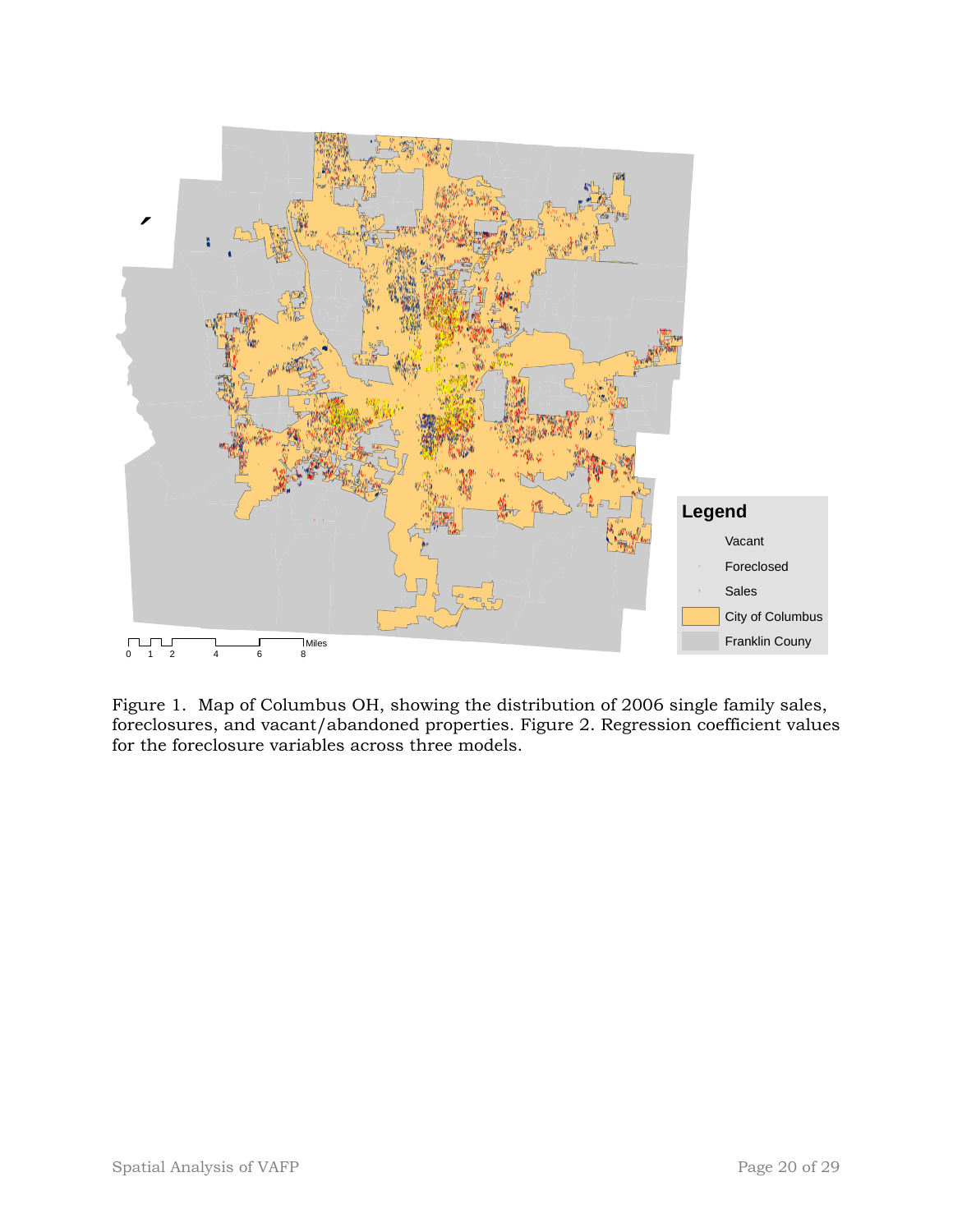Figure 1. Map of Columbus OH, showing the distribution of 2006 single family sales, foreclosures, and vacant/abandoned properties. Figure 2. Regression coefficient values for the foreclosure variables across three models.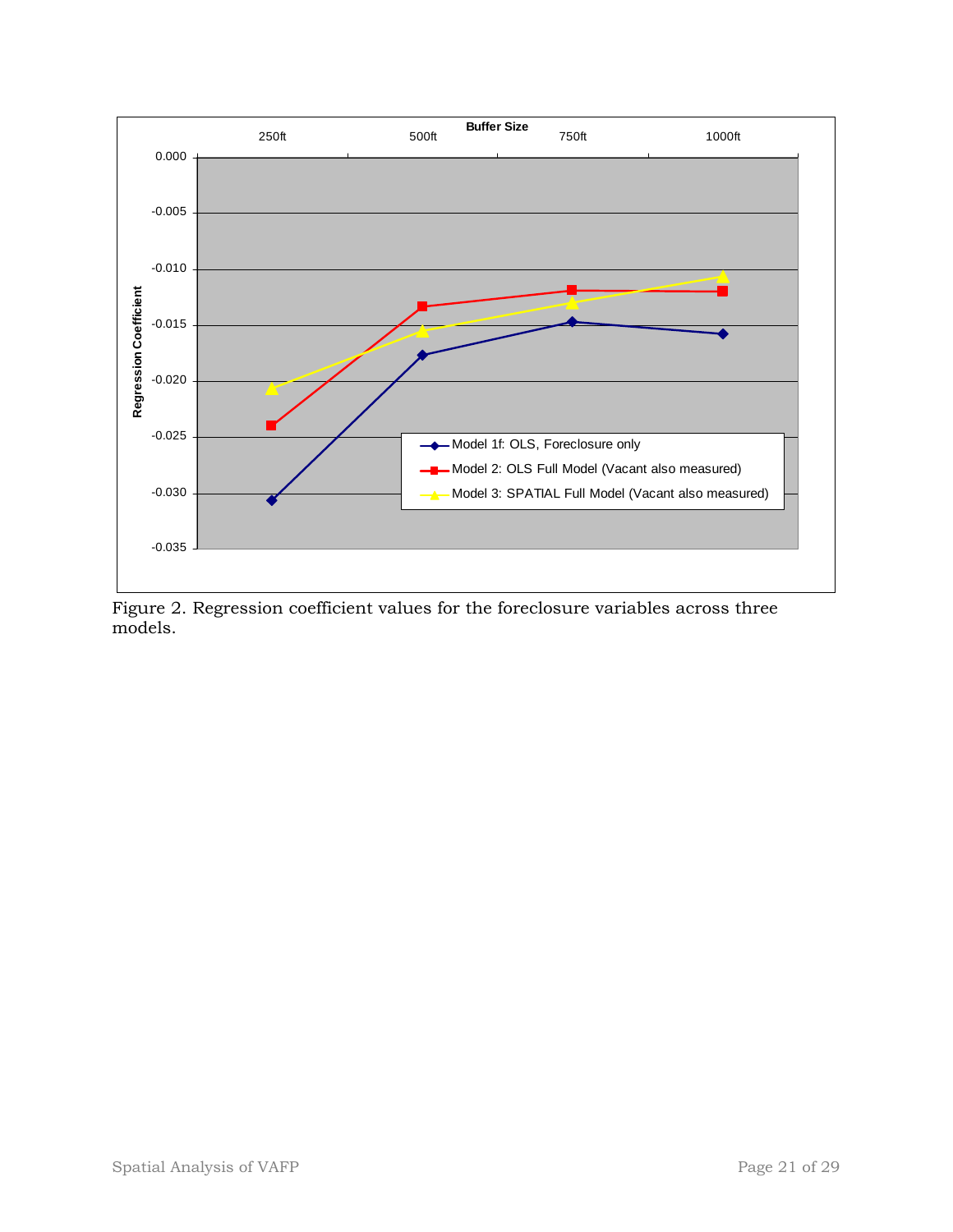Figure 2. Regression coefficient values for the foreclosure variables across three models.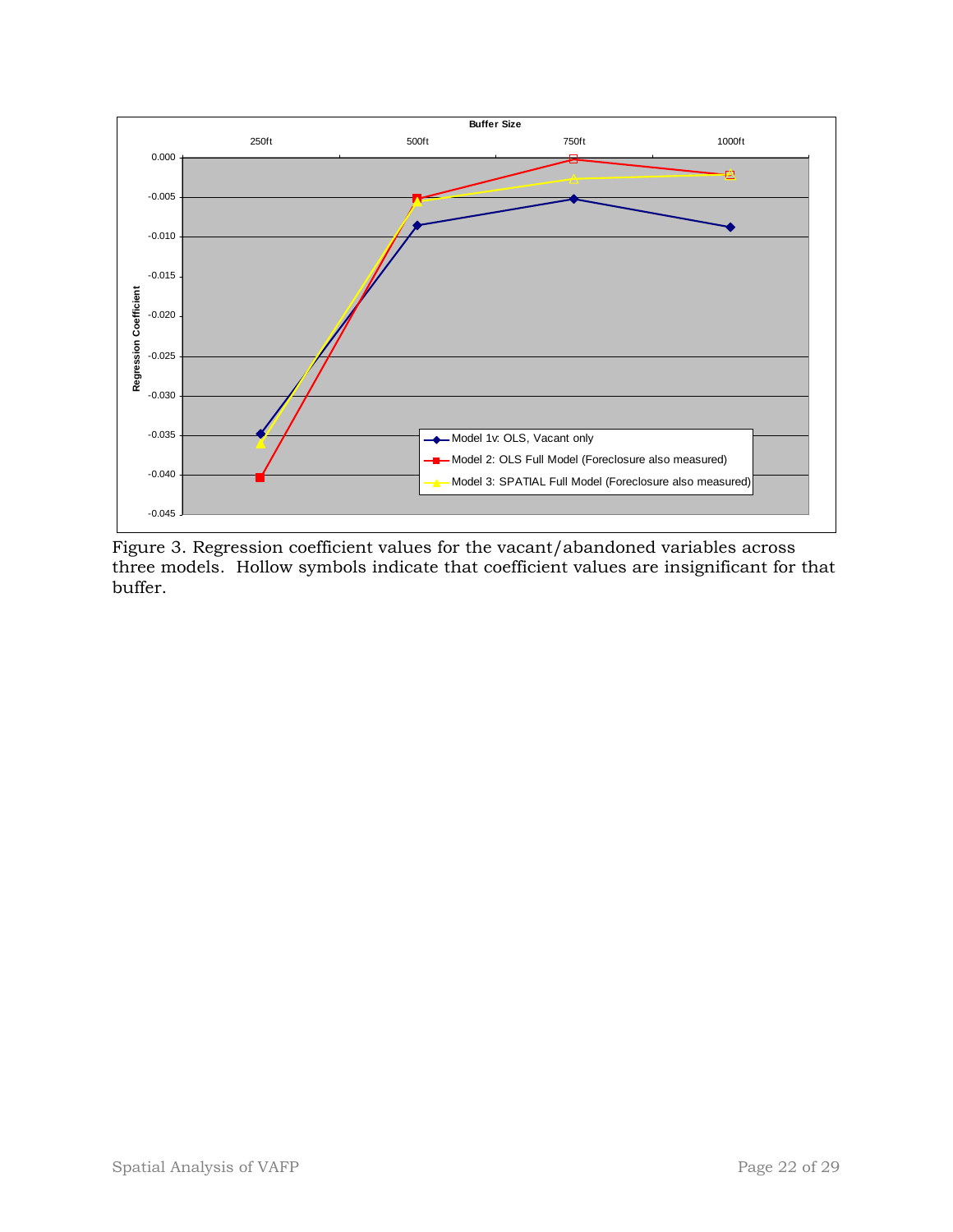Figure 3. Regression coefficient values for the vacant/abandoned variables across three models. Hollow symbols indicate that coefficient values are insignificant for that buffer.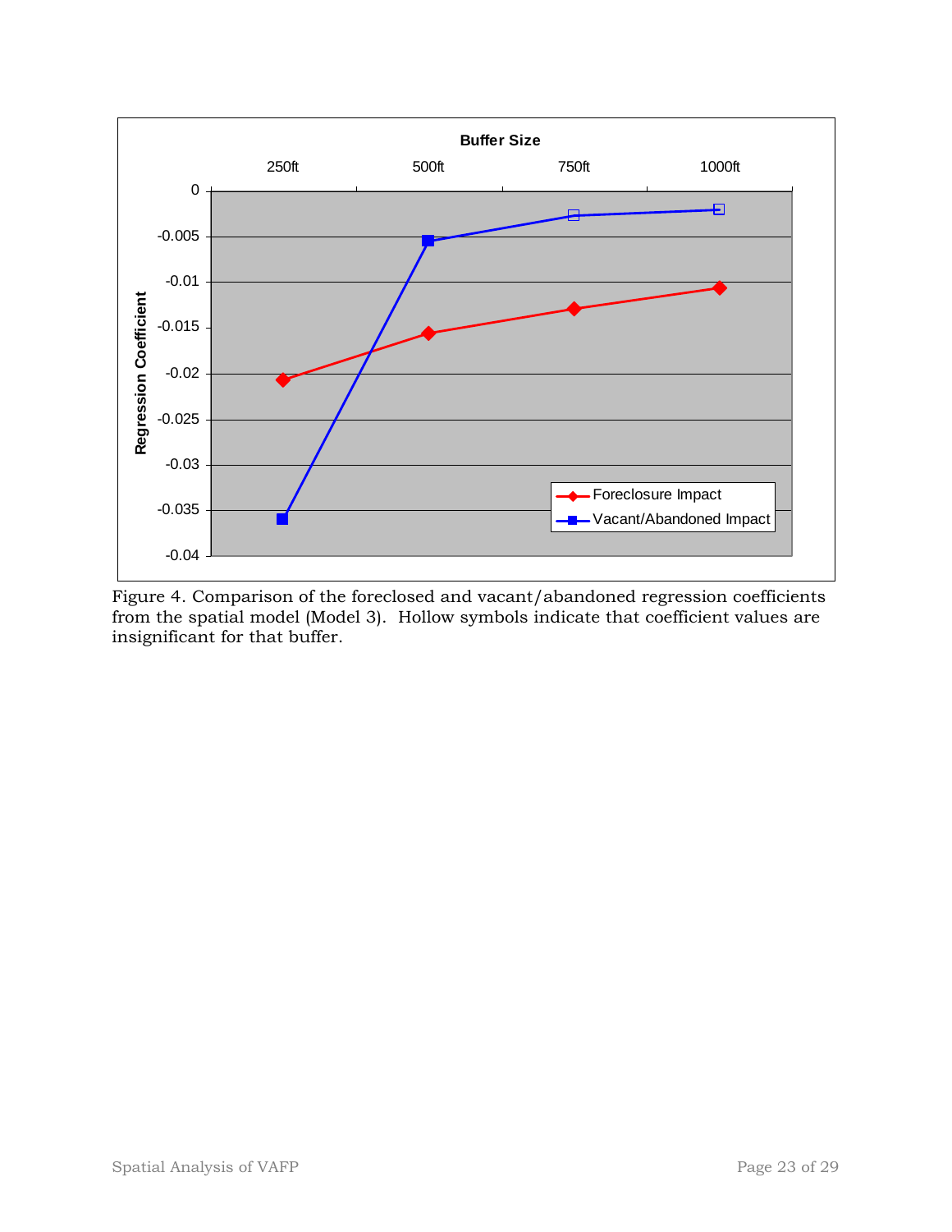Figure 4. Comparison of the foreclosed and vacant/abandoned regression coefficients from the spatial model (Model 3). Hollow symbols indicate that coefficient values are insignificant for that buffer.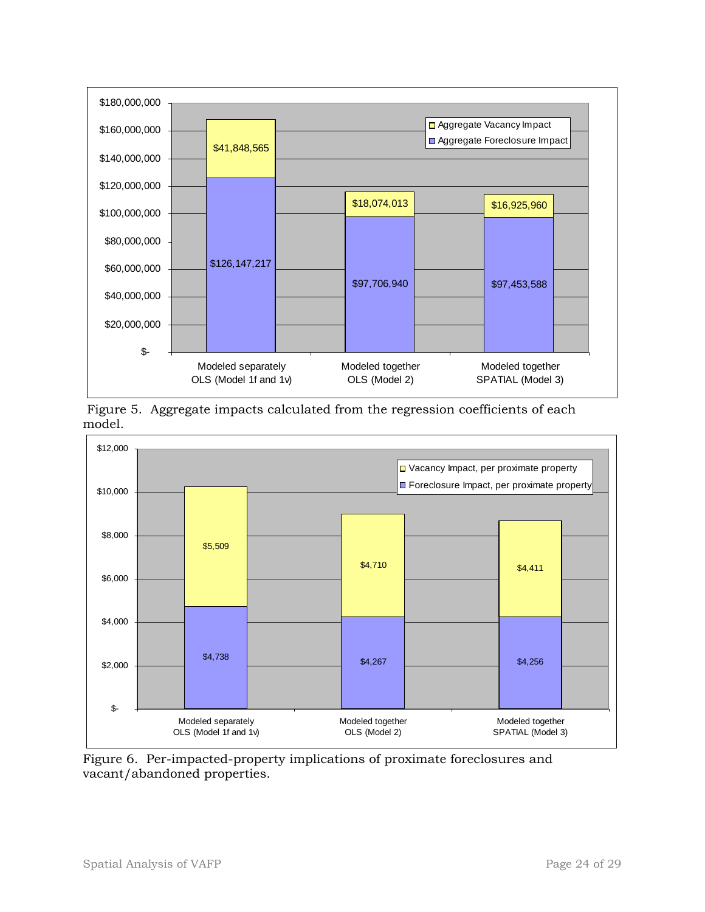| | Aggregate Foreclosure Impact | Aggregate Vacancy Impact |
|---|---|---|
| Modeled separately OLS (Model 1f and 1v) | $126,147,217 | $41,848,565 |
| Modeled together OLS (Model 2) | $97,706,940 | $18,074,013 |
| Modeled together SPATIAL (Model 3) | $97,453,588 | $16,925,960 |

Figure 5. Aggregate impacts calculated from the regression coefficients of each model.

| | Foreclosure Impact, per proximate property | Vacancy Impact, per proximate property |
|---|---|---|
| Modeled separately OLS (Model 1f and 1v) | $4,738 | $5,509 |
| Modeled together OLS (Model 2) | $4,267 | $4,710 |
| Modeled together SPATIAL (Model 3) | $4,256 | $4,411 |

Figure 6. Per-impacted-property implications of proximate foreclosures and vacant/abandoned properties.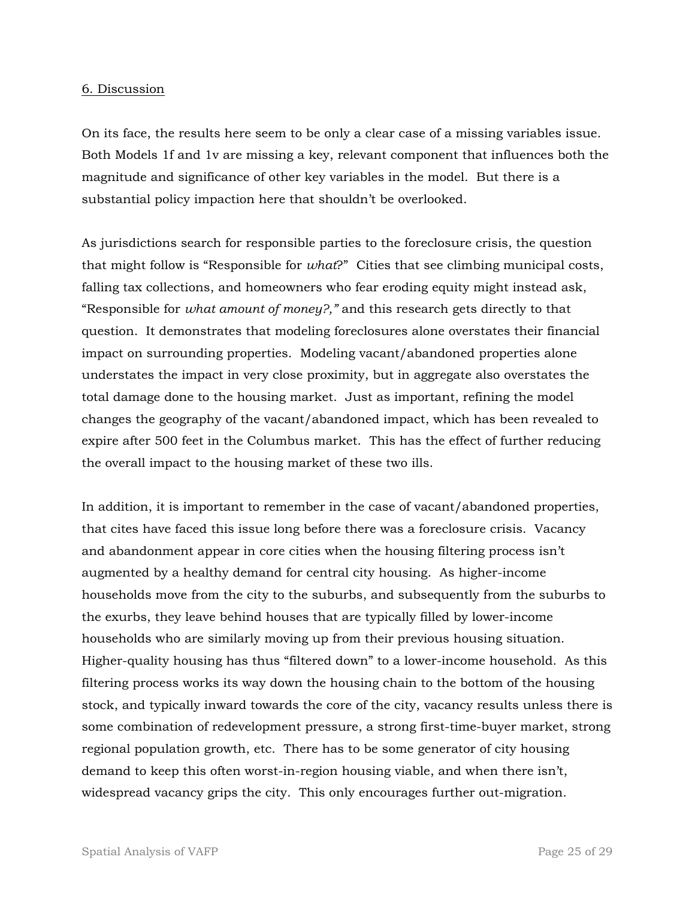## 6. Discussion

On its face, the results here seem to be only a clear case of a missing variables issue. Both Models 1f and 1v are missing a key, relevant component that influences both the magnitude and significance of other key variables in the model. But there is a substantial policy impaction here that shouldn't be overlooked.

As jurisdictions search for responsible parties to the foreclosure crisis, the question that might follow is "Responsible for *what*?" Cities that see climbing municipal costs, falling tax collections, and homeowners who fear eroding equity might instead ask, "Responsible for *what amount of money?,"* and this research gets directly to that question. It demonstrates that modeling foreclosures alone overstates their financial impact on surrounding properties. Modeling vacant/abandoned properties alone understates the impact in very close proximity, but in aggregate also overstates the total damage done to the housing market. Just as important, refining the model changes the geography of the vacant/abandoned impact, which has been revealed to expire after 500 feet in the Columbus market. This has the effect of further reducing the overall impact to the housing market of these two ills.

In addition, it is important to remember in the case of vacant/abandoned properties, that cites have faced this issue long before there was a foreclosure crisis. Vacancy and abandonment appear in core cities when the housing filtering process isn't augmented by a healthy demand for central city housing. As higher-income households move from the city to the suburbs, and subsequently from the suburbs to the exurbs, they leave behind houses that are typically filled by lower-income households who are similarly moving up from their previous housing situation. Higher-quality housing has thus "filtered down" to a lower-income household. As this filtering process works its way down the housing chain to the bottom of the housing stock, and typically inward towards the core of the city, vacancy results unless there is some combination of redevelopment pressure, a strong first-time-buyer market, strong regional population growth, etc. There has to be some generator of city housing demand to keep this often worst-in-region housing viable, and when there isn't, widespread vacancy grips the city. This only encourages further out-migration.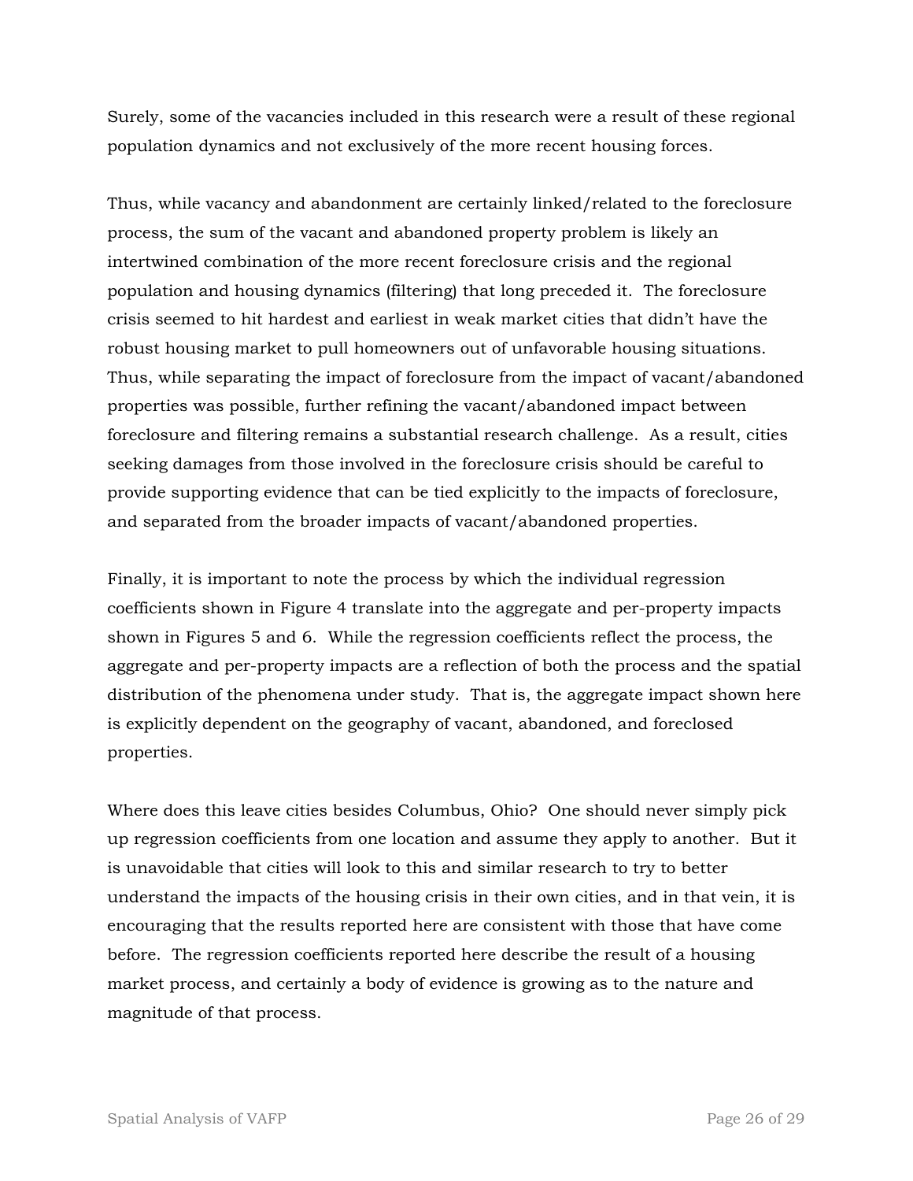Surely, some of the vacancies included in this research were a result of these regional population dynamics and not exclusively of the more recent housing forces.

Thus, while vacancy and abandonment are certainly linked/related to the foreclosure process, the sum of the vacant and abandoned property problem is likely an intertwined combination of the more recent foreclosure crisis and the regional population and housing dynamics (filtering) that long preceded it. The foreclosure crisis seemed to hit hardest and earliest in weak market cities that didn't have the robust housing market to pull homeowners out of unfavorable housing situations. Thus, while separating the impact of foreclosure from the impact of vacant/abandoned properties was possible, further refining the vacant/abandoned impact between foreclosure and filtering remains a substantial research challenge. As a result, cities seeking damages from those involved in the foreclosure crisis should be careful to provide supporting evidence that can be tied explicitly to the impacts of foreclosure, and separated from the broader impacts of vacant/abandoned properties.

Finally, it is important to note the process by which the individual regression coefficients shown in Figure 4 translate into the aggregate and per-property impacts shown in Figures 5 and 6. While the regression coefficients reflect the process, the aggregate and per-property impacts are a reflection of both the process and the spatial distribution of the phenomena under study. That is, the aggregate impact shown here is explicitly dependent on the geography of vacant, abandoned, and foreclosed properties.

Where does this leave cities besides Columbus, Ohio? One should never simply pick up regression coefficients from one location and assume they apply to another. But it is unavoidable that cities will look to this and similar research to try to better understand the impacts of the housing crisis in their own cities, and in that vein, it is encouraging that the results reported here are consistent with those that have come before. The regression coefficients reported here describe the result of a housing market process, and certainly a body of evidence is growing as to the nature and magnitude of that process.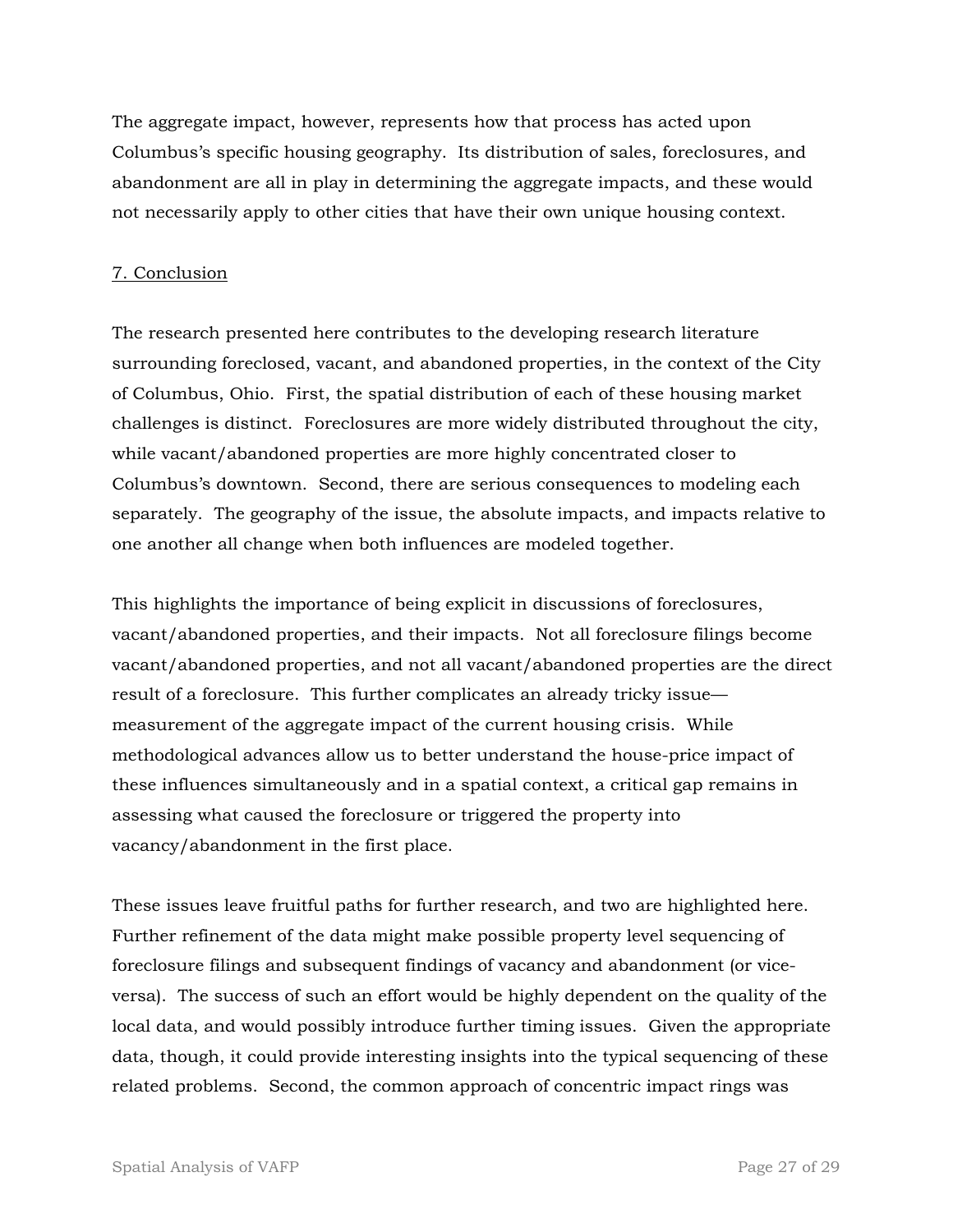The aggregate impact, however, represents how that process has acted upon Columbus's specific housing geography. Its distribution of sales, foreclosures, and abandonment are all in play in determining the aggregate impacts, and these would not necessarily apply to other cities that have their own unique housing context.

## 7. Conclusion

The research presented here contributes to the developing research literature surrounding foreclosed, vacant, and abandoned properties, in the context of the City of Columbus, Ohio. First, the spatial distribution of each of these housing market challenges is distinct. Foreclosures are more widely distributed throughout the city, while vacant/abandoned properties are more highly concentrated closer to Columbus's downtown. Second, there are serious consequences to modeling each separately. The geography of the issue, the absolute impacts, and impacts relative to one another all change when both influences are modeled together.

This highlights the importance of being explicit in discussions of foreclosures, vacant/abandoned properties, and their impacts. Not all foreclosure filings become vacant/abandoned properties, and not all vacant/abandoned properties are the direct result of a foreclosure. This further complicates an already tricky issue—measurement of the aggregate impact of the current housing crisis. While methodological advances allow us to better understand the house-price impact of these influences simultaneously and in a spatial context, a critical gap remains in assessing what caused the foreclosure or triggered the property into vacancy/abandonment in the first place.

These issues leave fruitful paths for further research, and two are highlighted here. Further refinement of the data might make possible property level sequencing of foreclosure filings and subsequent findings of vacancy and abandonment (or vice-versa). The success of such an effort would be highly dependent on the quality of the local data, and would possibly introduce further timing issues. Given the appropriate data, though, it could provide interesting insights into the typical sequencing of these related problems. Second, the common approach of concentric impact rings was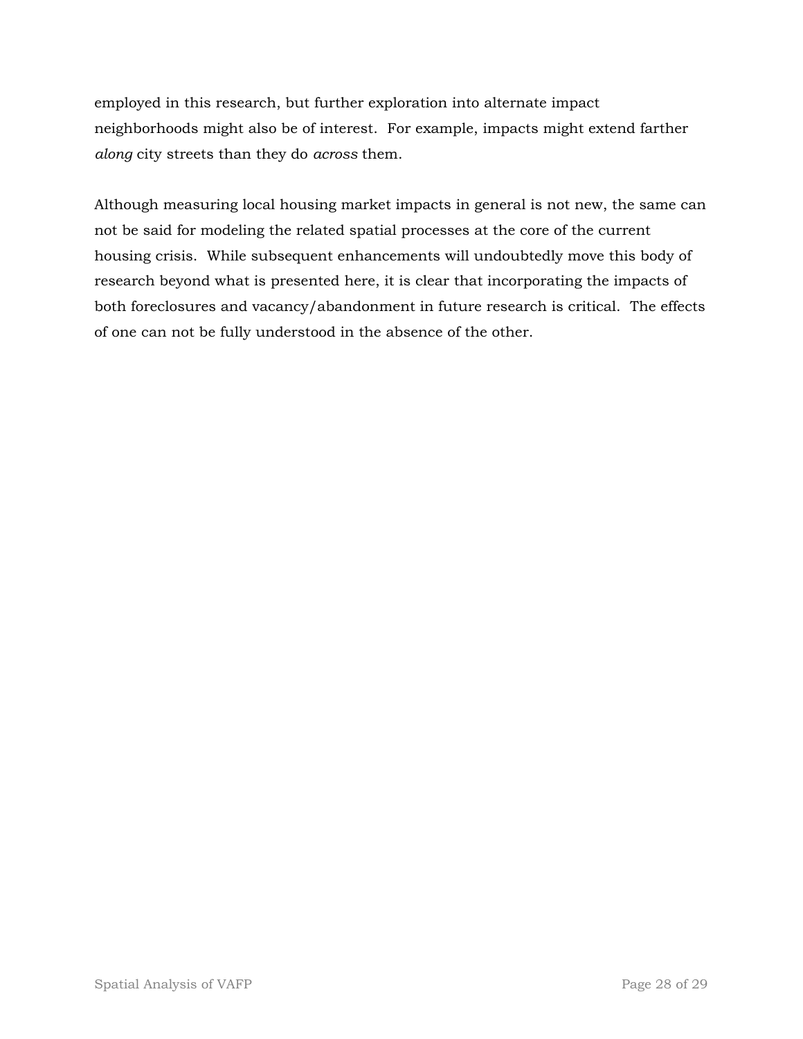employed in this research, but further exploration into alternate impact neighborhoods might also be of interest. For example, impacts might extend farther *along* city streets than they do *across* them.

Although measuring local housing market impacts in general is not new, the same can not be said for modeling the related spatial processes at the core of the current housing crisis. While subsequent enhancements will undoubtedly move this body of research beyond what is presented here, it is clear that incorporating the impacts of both foreclosures and vacancy/abandonment in future research is critical. The effects of one can not be fully understood in the absence of the other.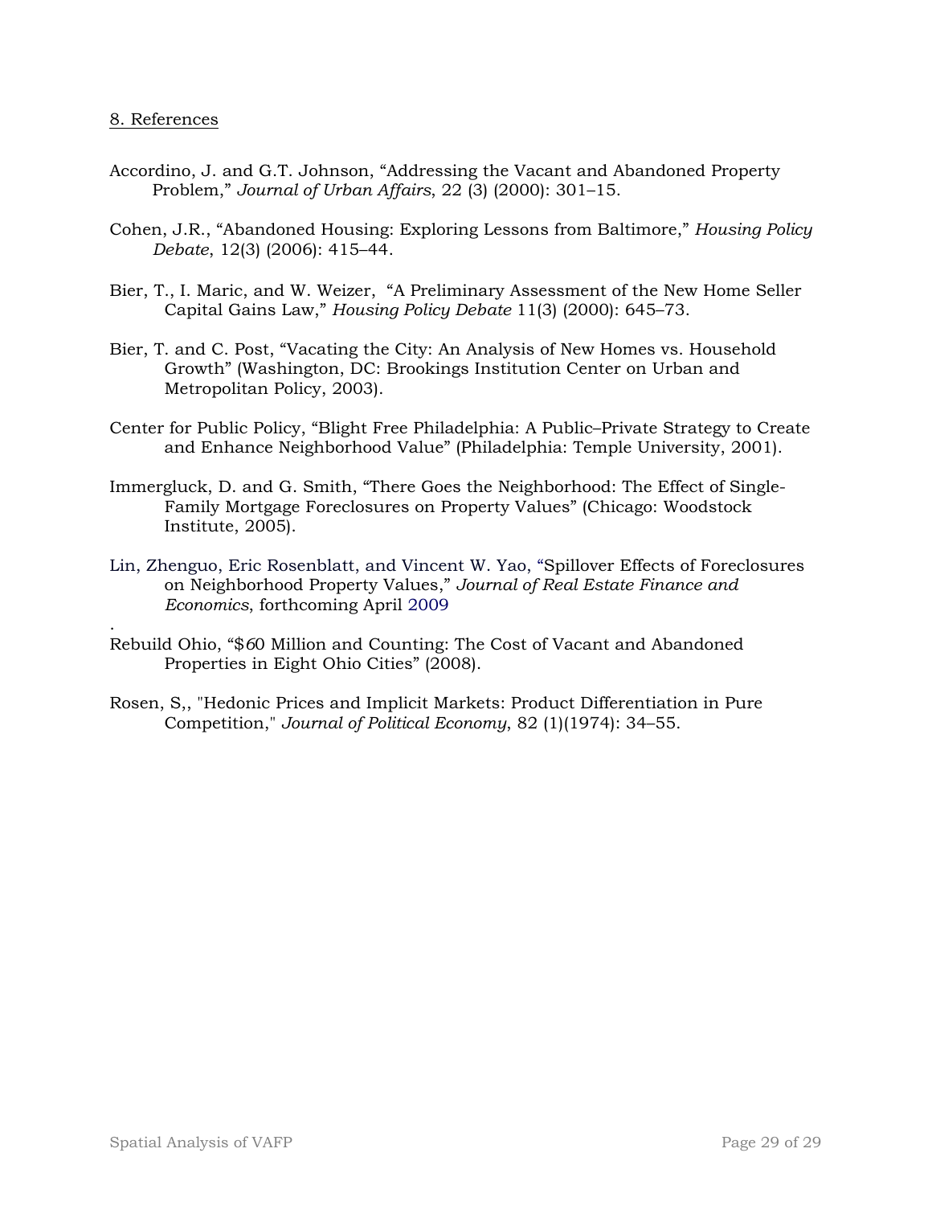8. References

Accordino, J. and G.T. Johnson, “Addressing the Vacant and Abandoned Property Problem,” *Journal of Urban Affairs*, 22 (3) (2000): 301–15.

Cohen, J.R., “Abandoned Housing: Exploring Lessons from Baltimore,” *Housing Policy Debate*, 12(3) (2006): 415–44.

Bier, T., I. Maric, and W. Weizer, “A Preliminary Assessment of the New Home Seller Capital Gains Law,” *Housing Policy Debate* 11(3) (2000): 645–73.

Bier, T. and C. Post, “Vacating the City: An Analysis of New Homes vs. Household Growth” (Washington, DC: Brookings Institution Center on Urban and Metropolitan Policy, 2003).

Center for Public Policy, “Blight Free Philadelphia: A Public–Private Strategy to Create and Enhance Neighborhood Value” (Philadelphia: Temple University, 2001).

Immergluck, D. and G. Smith, “There Goes the Neighborhood: The Effect of Single-Family Mortgage Foreclosures on Property Values” (Chicago: Woodstock Institute, 2005).

Lin, Zhenguo, Eric Rosenblatt, and Vincent W. Yao, “Spillover Effects of Foreclosures on Neighborhood Property Values,” *Journal of Real Estate Finance and Economics*, forthcoming April 2009

.

Rebuild Ohio, “$60 Million and Counting: The Cost of Vacant and Abandoned Properties in Eight Ohio Cities” (2008).

Rosen, S,, "Hedonic Prices and Implicit Markets: Product Differentiation in Pure Competition," *Journal of Political Economy*, 82 (1)(1974): 34–55.